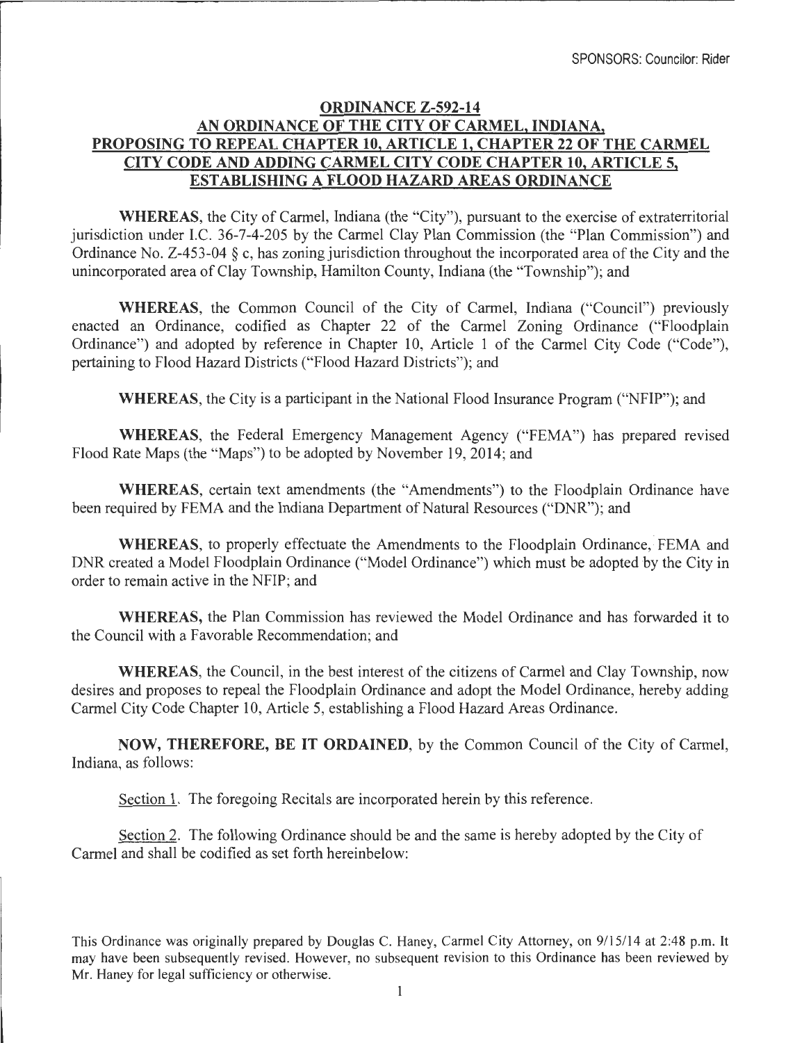SPONSORS: Councilor: Rider

**ORDINANCE Z-592-14**
**AN ORDINANCE OF THE CITY OF CARMEL, INDIANA, PROPOSING TO REPEAL CHAPTER 10, ARTICLE 1, CHAPTER 22 OF THE CARMEL CITY CODE AND ADDING CARMEL CITY CODE CHAPTER 10, ARTICLE 5, ESTABLISHING A FLOOD HAZARD AREAS ORDINANCE**

**WHEREAS**, the City of Carmel, Indiana (the "City"), pursuant to the exercise of extraterritorial jurisdiction under I.C. 36-7-4-205 by the Carmel Clay Plan Commission (the "Plan Commission") and Ordinance No. Z-453-04 § c, has zoning jurisdiction throughout the incorporated area of the City and the unincorporated area of Clay Township, Hamilton County, Indiana (the "Township"); and

**WHEREAS**, the Common Council of the City of Carmel, Indiana ("Council") previously enacted an Ordinance, codified as Chapter 22 of the Carmel Zoning Ordinance ("Floodplain Ordinance") and adopted by reference in Chapter 10, Article 1 of the Carmel City Code ("Code"), pertaining to Flood Hazard Districts ("Flood Hazard Districts"); and

**WHEREAS**, the City is a participant in the National Flood Insurance Program ("NFIP"); and

**WHEREAS**, the Federal Emergency Management Agency ("FEMA") has prepared revised Flood Rate Maps (the "Maps") to be adopted by November 19, 2014; and

**WHEREAS**, certain text amendments (the "Amendments") to the Floodplain Ordinance have been required by FEMA and the Indiana Department of Natural Resources ("DNR"); and

**WHEREAS**, to properly effectuate the Amendments to the Floodplain Ordinance, FEMA and DNR created a Model Floodplain Ordinance ("Model Ordinance") which must be adopted by the City in order to remain active in the NFIP; and

**WHEREAS,** the Plan Commission has reviewed the Model Ordinance and has forwarded it to the Council with a Favorable Recommendation; and

**WHEREAS**, the Council, in the best interest of the citizens of Carmel and Clay Township, now desires and proposes to repeal the Floodplain Ordinance and adopt the Model Ordinance, hereby adding Carmel City Code Chapter 10, Article 5, establishing a Flood Hazard Areas Ordinance.

**NOW, THEREFORE, BE IT ORDAINED**, by the Common Council of the City of Carmel, Indiana, as follows:

Section 1. The foregoing Recitals are incorporated herein by this reference.

Section 2. The following Ordinance should be and the same is hereby adopted by the City of Carmel and shall be codified as set forth hereinbelow:

This Ordinance was originally prepared by Douglas C. Haney, Carmel City Attorney, on 9/15/14 at 2:48 p.m. It may have been subsequently revised. However, no subsequent revision to this Ordinance has been reviewed by Mr. Haney for legal sufficiency or otherwise.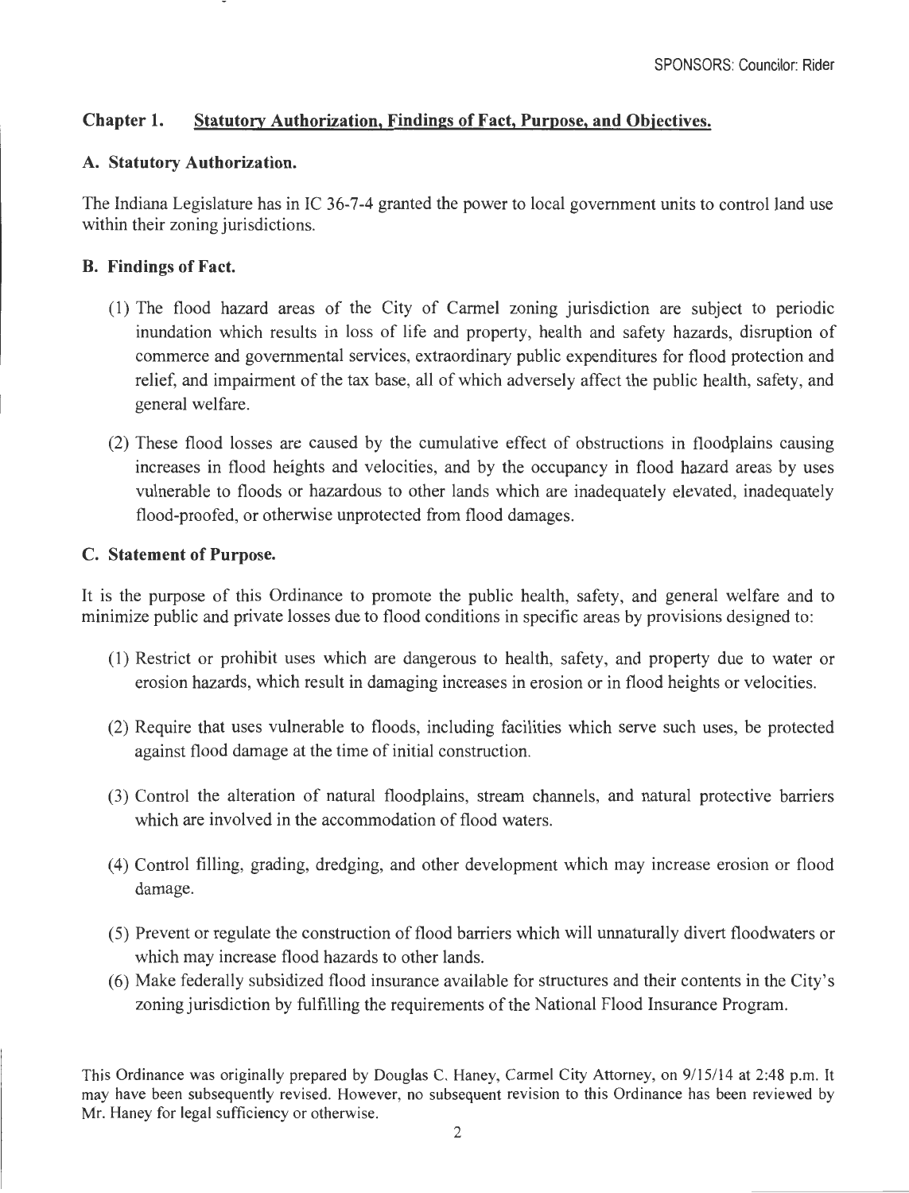SPONSORS: Councilor: Rider

## Chapter 1. Statutory Authorization, Findings of Fact, Purpose, and Objectives.

### A. Statutory Authorization.

The Indiana Legislature has in IC 36-7-4 granted the power to local government units to control land use within their zoning jurisdictions.

### B. Findings of Fact.

(1) The flood hazard areas of the City of Carmel zoning jurisdiction are subject to periodic inundation which results in loss of life and property, health and safety hazards, disruption of commerce and governmental services, extraordinary public expenditures for flood protection and relief, and impairment of the tax base, all of which adversely affect the public health, safety, and general welfare.

(2) These flood losses are caused by the cumulative effect of obstructions in floodplains causing increases in flood heights and velocities, and by the occupancy in flood hazard areas by uses vulnerable to floods or hazardous to other lands which are inadequately elevated, inadequately flood-proofed, or otherwise unprotected from flood damages.

### C. Statement of Purpose.

It is the purpose of this Ordinance to promote the public health, safety, and general welfare and to minimize public and private losses due to flood conditions in specific areas by provisions designed to:

(1) Restrict or prohibit uses which are dangerous to health, safety, and property due to water or erosion hazards, which result in damaging increases in erosion or in flood heights or velocities.

(2) Require that uses vulnerable to floods, including facilities which serve such uses, be protected against flood damage at the time of initial construction.

(3) Control the alteration of natural floodplains, stream channels, and natural protective barriers which are involved in the accommodation of flood waters.

(4) Control filling, grading, dredging, and other development which may increase erosion or flood damage.

(5) Prevent or regulate the construction of flood barriers which will unnaturally divert floodwaters or which may increase flood hazards to other lands.

(6) Make federally subsidized flood insurance available for structures and their contents in the City's zoning jurisdiction by fulfilling the requirements of the National Flood Insurance Program.

This Ordinance was originally prepared by Douglas C. Haney, Carmel City Attorney, on 9/15/14 at 2:48 p.m. It may have been subsequently revised. However, no subsequent revision to this Ordinance has been reviewed by Mr. Haney for legal sufficiency or otherwise.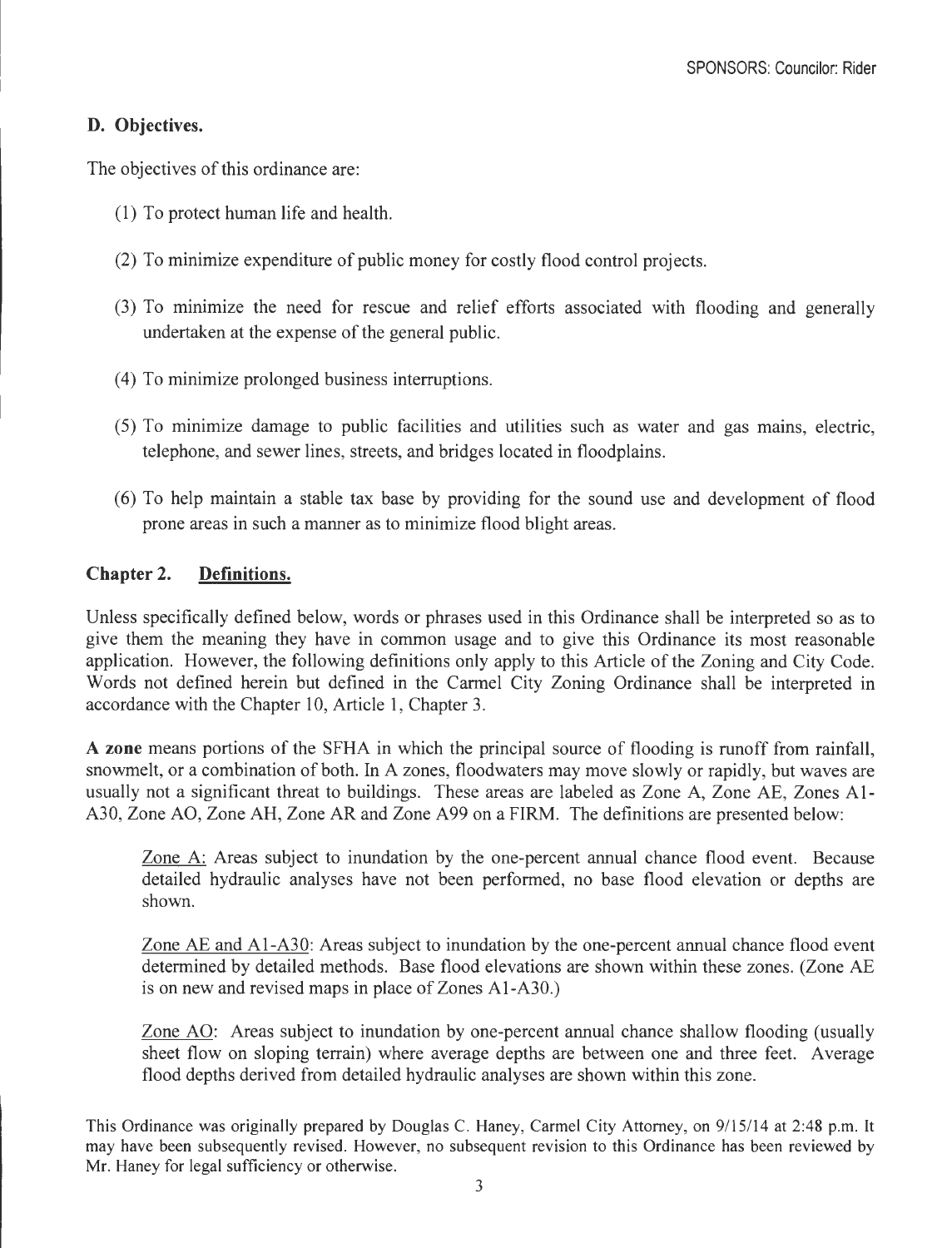### D. Objectives.

The objectives of this ordinance are:

(1) To protect human life and health.

(2) To minimize expenditure of public money for costly flood control projects.

(3) To minimize the need for rescue and relief efforts associated with flooding and generally undertaken at the expense of the general public.

(4) To minimize prolonged business interruptions.

(5) To minimize damage to public facilities and utilities such as water and gas mains, electric, telephone, and sewer lines, streets, and bridges located in floodplains.

(6) To help maintain a stable tax base by providing for the sound use and development of flood prone areas in such a manner as to minimize flood blight areas.

## Chapter 2. Definitions.

Unless specifically defined below, words or phrases used in this Ordinance shall be interpreted so as to give them the meaning they have in common usage and to give this Ordinance its most reasonable application. However, the following definitions only apply to this Article of the Zoning and City Code. Words not defined herein but defined in the Carmel City Zoning Ordinance shall be interpreted in accordance with the Chapter 10, Article 1, Chapter 3.

**A zone** means portions of the SFHA in which the principal source of flooding is runoff from rainfall, snowmelt, or a combination of both. In A zones, floodwaters may move slowly or rapidly, but waves are usually not a significant threat to buildings. These areas are labeled as Zone A, Zone AE, Zones A1-A30, Zone AO, Zone AH, Zone AR and Zone A99 on a FIRM. The definitions are presented below:

Zone A: Areas subject to inundation by the one-percent annual chance flood event. Because detailed hydraulic analyses have not been performed, no base flood elevation or depths are shown.

Zone AE and A1-A30: Areas subject to inundation by the one-percent annual chance flood event determined by detailed methods. Base flood elevations are shown within these zones. (Zone AE is on new and revised maps in place of Zones A1-A30.)

Zone AO: Areas subject to inundation by one-percent annual chance shallow flooding (usually sheet flow on sloping terrain) where average depths are between one and three feet. Average flood depths derived from detailed hydraulic analyses are shown within this zone.

This Ordinance was originally prepared by Douglas C. Haney, Carmel City Attorney, on 9/15/14 at 2:48 p.m. It may have been subsequently revised. However, no subsequent revision to this Ordinance has been reviewed by Mr. Haney for legal sufficiency or otherwise.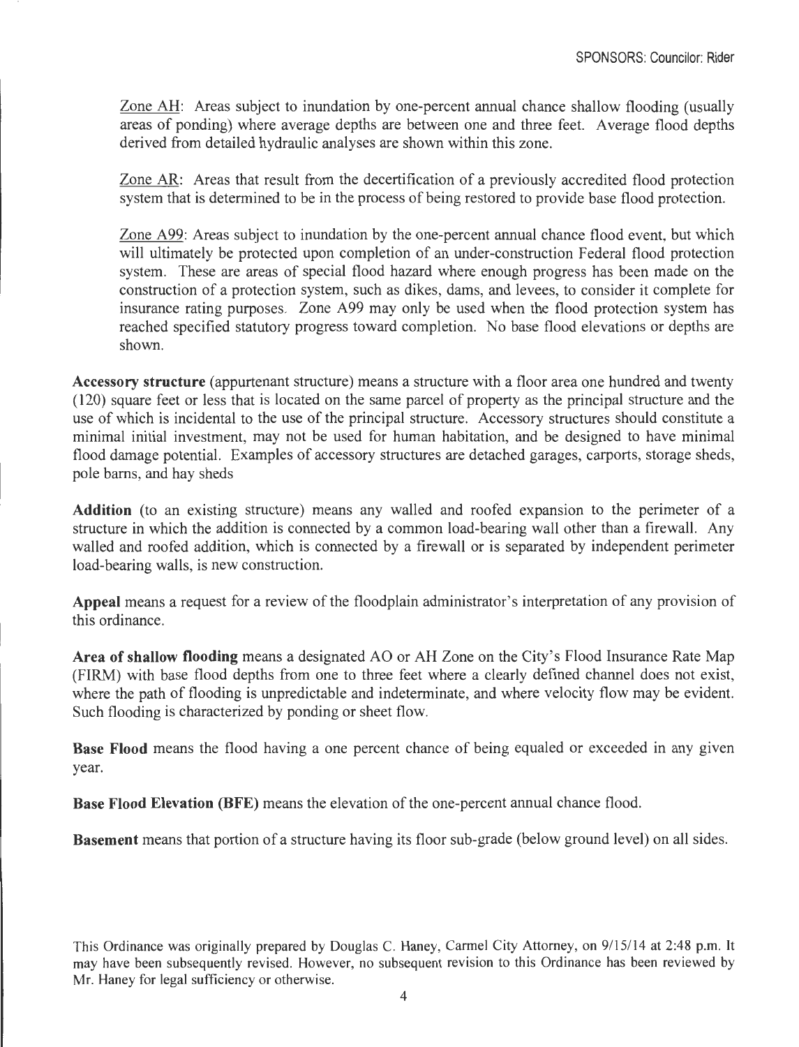Zone AH: Areas subject to inundation by one-percent annual chance shallow flooding (usually areas of ponding) where average depths are between one and three feet. Average flood depths derived from detailed hydraulic analyses are shown within this zone.

Zone AR: Areas that result from the decertification of a previously accredited flood protection system that is determined to be in the process of being restored to provide base flood protection.

Zone A99: Areas subject to inundation by the one-percent annual chance flood event, but which will ultimately be protected upon completion of an under-construction Federal flood protection system. These are areas of special flood hazard where enough progress has been made on the construction of a protection system, such as dikes, dams, and levees, to consider it complete for insurance rating purposes. Zone A99 may only be used when the flood protection system has reached specified statutory progress toward completion. No base flood elevations or depths are shown.

**Accessory structure** (appurtenant structure) means a structure with a floor area one hundred and twenty (120) square feet or less that is located on the same parcel of property as the principal structure and the use of which is incidental to the use of the principal structure. Accessory structures should constitute a minimal initial investment, may not be used for human habitation, and be designed to have minimal flood damage potential. Examples of accessory structures are detached garages, carports, storage sheds, pole barns, and hay sheds

**Addition** (to an existing structure) means any walled and roofed expansion to the perimeter of a structure in which the addition is connected by a common load-bearing wall other than a firewall. Any walled and roofed addition, which is connected by a firewall or is separated by independent perimeter load-bearing walls, is new construction.

**Appeal** means a request for a review of the floodplain administrator's interpretation of any provision of this ordinance.

**Area of shallow flooding** means a designated AO or AH Zone on the City's Flood Insurance Rate Map (FIRM) with base flood depths from one to three feet where a clearly defined channel does not exist, where the path of flooding is unpredictable and indeterminate, and where velocity flow may be evident. Such flooding is characterized by ponding or sheet flow.

**Base Flood** means the flood having a one percent chance of being equaled or exceeded in any given year.

**Base Flood Elevation (BFE)** means the elevation of the one-percent annual chance flood.

**Basement** means that portion of a structure having its floor sub-grade (below ground level) on all sides.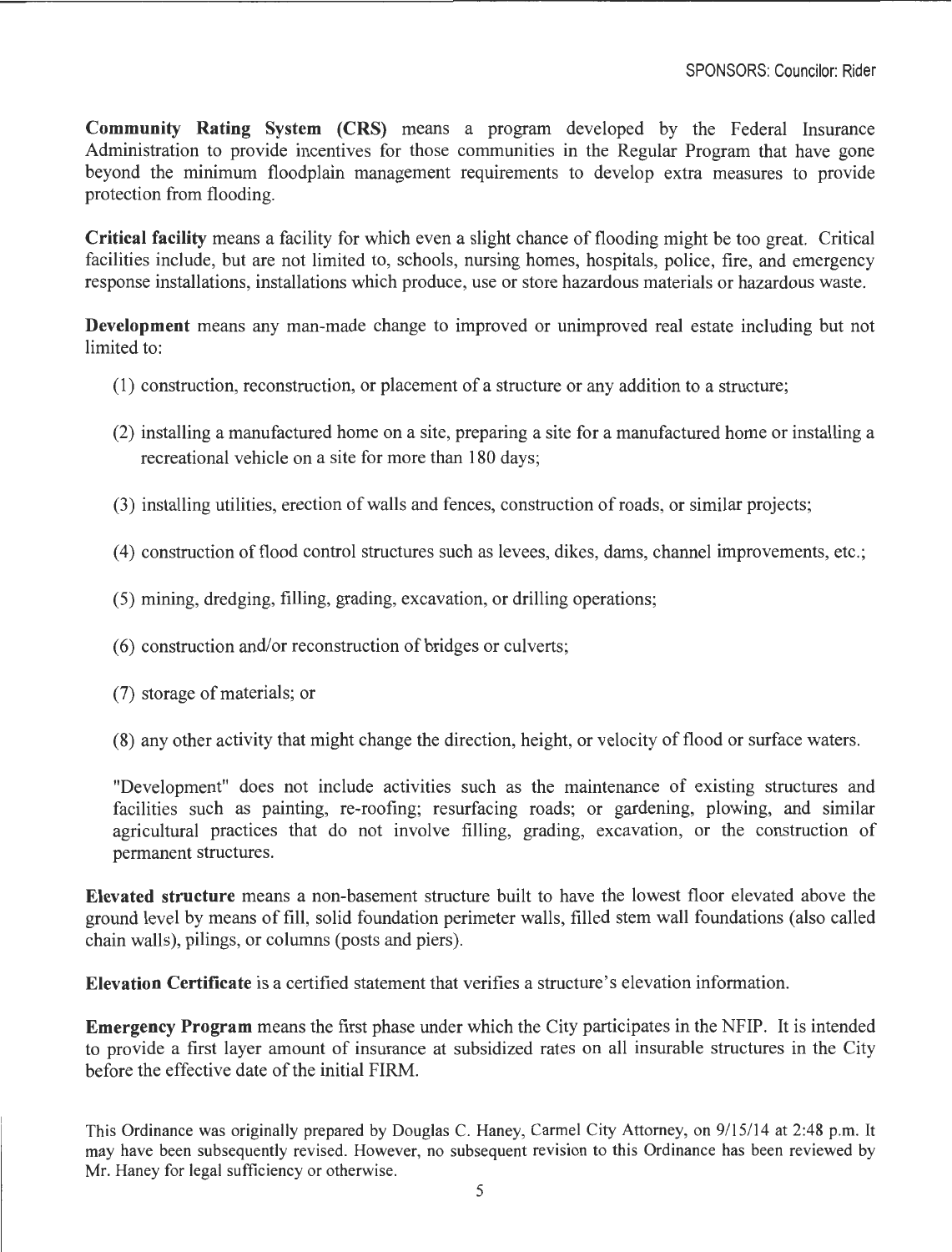**Community Rating System (CRS)** means a program developed by the Federal Insurance Administration to provide incentives for those communities in the Regular Program that have gone beyond the minimum floodplain management requirements to develop extra measures to provide protection from flooding.

**Critical facility** means a facility for which even a slight chance of flooding might be too great. Critical facilities include, but are not limited to, schools, nursing homes, hospitals, police, fire, and emergency response installations, installations which produce, use or store hazardous materials or hazardous waste.

**Development** means any man-made change to improved or unimproved real estate including but not limited to:

(1) construction, reconstruction, or placement of a structure or any addition to a structure;

(2) installing a manufactured home on a site, preparing a site for a manufactured home or installing a recreational vehicle on a site for more than 180 days;

(3) installing utilities, erection of walls and fences, construction of roads, or similar projects;

(4) construction of flood control structures such as levees, dikes, dams, channel improvements, etc.;

(5) mining, dredging, filling, grading, excavation, or drilling operations;

(6) construction and/or reconstruction of bridges or culverts;

(7) storage of materials; or

(8) any other activity that might change the direction, height, or velocity of flood or surface waters.

"Development" does not include activities such as the maintenance of existing structures and facilities such as painting, re-roofing; resurfacing roads; or gardening, plowing, and similar agricultural practices that do not involve filling, grading, excavation, or the construction of permanent structures.

**Elevated structure** means a non-basement structure built to have the lowest floor elevated above the ground level by means of fill, solid foundation perimeter walls, filled stem wall foundations (also called chain walls), pilings, or columns (posts and piers).

**Elevation Certificate** is a certified statement that verifies a structure's elevation information.

**Emergency Program** means the first phase under which the City participates in the NFIP. It is intended to provide a first layer amount of insurance at subsidized rates on all insurable structures in the City before the effective date of the initial FIRM.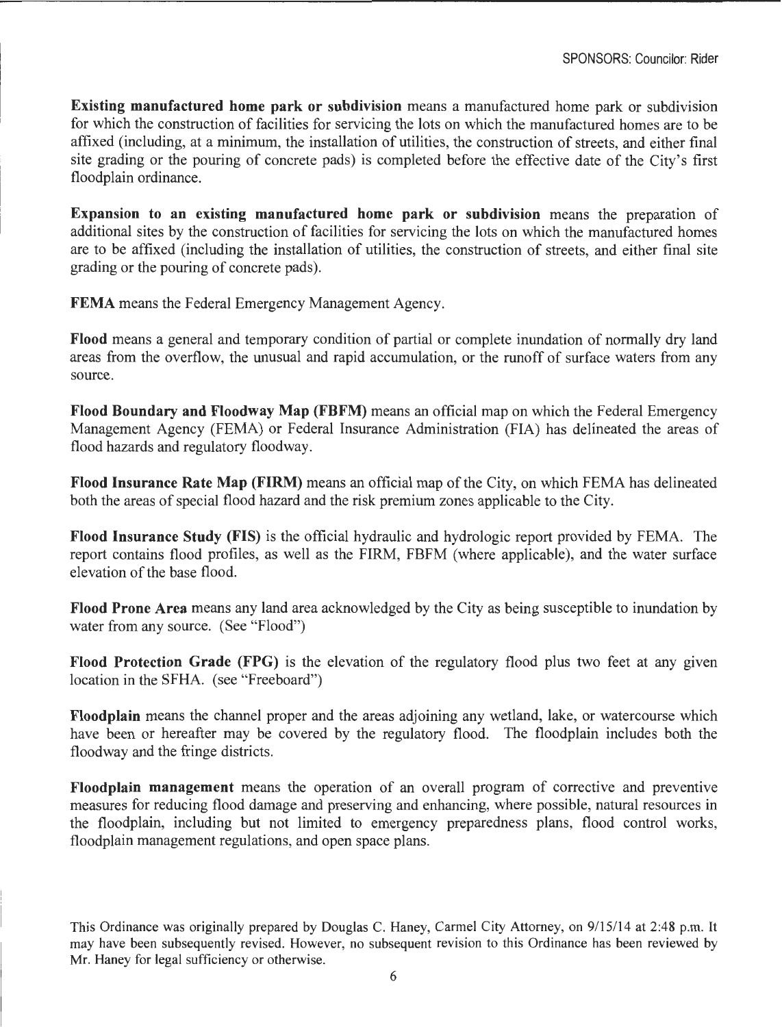**Existing manufactured home park or subdivision** means a manufactured home park or subdivision for which the construction of facilities for servicing the lots on which the manufactured homes are to be affixed (including, at a minimum, the installation of utilities, the construction of streets, and either final site grading or the pouring of concrete pads) is completed before the effective date of the City's first floodplain ordinance.

**Expansion to an existing manufactured home park or subdivision** means the preparation of additional sites by the construction of facilities for servicing the lots on which the manufactured homes are to be affixed (including the installation of utilities, the construction of streets, and either final site grading or the pouring of concrete pads).

**FEMA** means the Federal Emergency Management Agency.

**Flood** means a general and temporary condition of partial or complete inundation of normally dry land areas from the overflow, the unusual and rapid accumulation, or the runoff of surface waters from any source.

**Flood Boundary and Floodway Map (FBFM)** means an official map on which the Federal Emergency Management Agency (FEMA) or Federal Insurance Administration (FIA) has delineated the areas of flood hazards and regulatory floodway.

**Flood Insurance Rate Map (FIRM)** means an official map of the City, on which FEMA has delineated both the areas of special flood hazard and the risk premium zones applicable to the City.

**Flood Insurance Study (FIS)** is the official hydraulic and hydrologic report provided by FEMA. The report contains flood profiles, as well as the FIRM, FBFM (where applicable), and the water surface elevation of the base flood.

**Flood Prone Area** means any land area acknowledged by the City as being susceptible to inundation by water from any source. (See "Flood")

**Flood Protection Grade (FPG)** is the elevation of the regulatory flood plus two feet at any given location in the SFHA. (see "Freeboard")

**Floodplain** means the channel proper and the areas adjoining any wetland, lake, or watercourse which have been or hereafter may be covered by the regulatory flood. The floodplain includes both the floodway and the fringe districts.

**Floodplain management** means the operation of an overall program of corrective and preventive measures for reducing flood damage and preserving and enhancing, where possible, natural resources in the floodplain, including but not limited to emergency preparedness plans, flood control works, floodplain management regulations, and open space plans.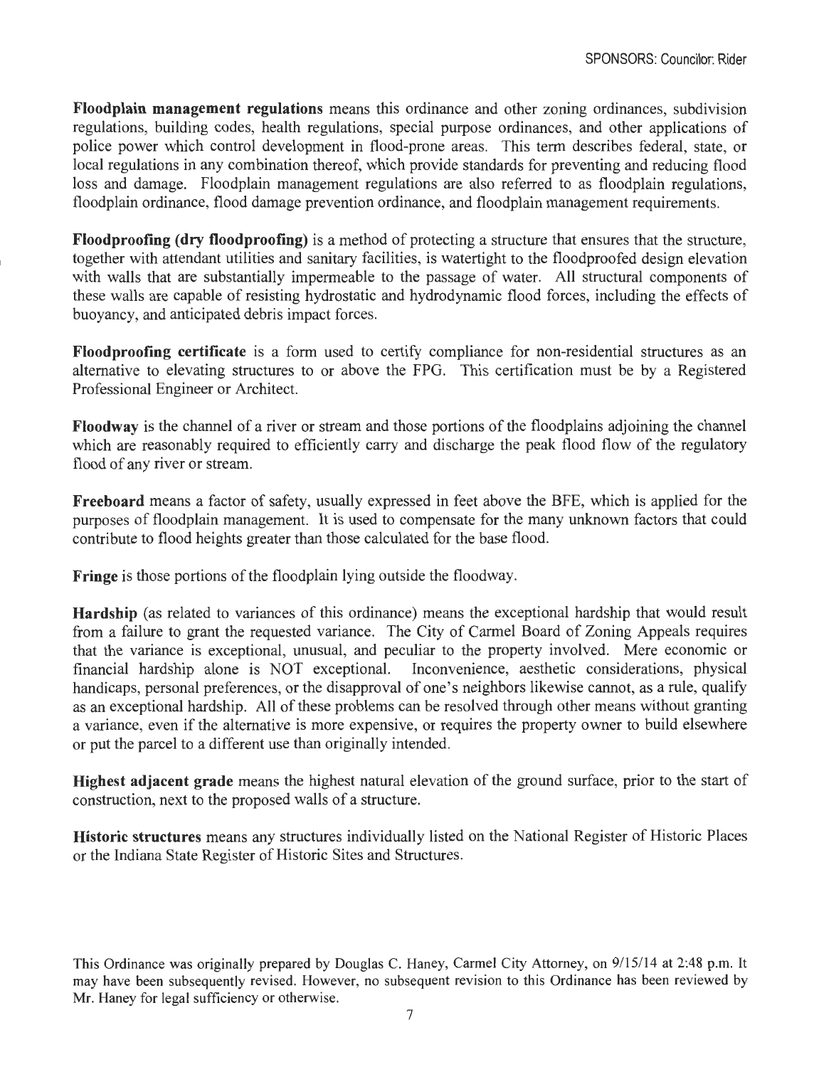**Floodplain management regulations** means this ordinance and other zoning ordinances, subdivision regulations, building codes, health regulations, special purpose ordinances, and other applications of police power which control development in flood-prone areas. This term describes federal, state, or local regulations in any combination thereof, which provide standards for preventing and reducing flood loss and damage. Floodplain management regulations are also referred to as floodplain regulations, floodplain ordinance, flood damage prevention ordinance, and floodplain management requirements.

**Floodproofing (dry floodproofing)** is a method of protecting a structure that ensures that the structure, together with attendant utilities and sanitary facilities, is watertight to the floodproofed design elevation with walls that are substantially impermeable to the passage of water. All structural components of these walls are capable of resisting hydrostatic and hydrodynamic flood forces, including the effects of buoyancy, and anticipated debris impact forces.

**Floodproofing certificate** is a form used to certify compliance for non-residential structures as an alternative to elevating structures to or above the FPG. This certification must be by a Registered Professional Engineer or Architect.

**Floodway** is the channel of a river or stream and those portions of the floodplains adjoining the channel which are reasonably required to efficiently carry and discharge the peak flood flow of the regulatory flood of any river or stream.

**Freeboard** means a factor of safety, usually expressed in feet above the BFE, which is applied for the purposes of floodplain management. It is used to compensate for the many unknown factors that could contribute to flood heights greater than those calculated for the base flood.

**Fringe** is those portions of the floodplain lying outside the floodway.

**Hardship** (as related to variances of this ordinance) means the exceptional hardship that would result from a failure to grant the requested variance. The City of Carmel Board of Zoning Appeals requires that the variance is exceptional, unusual, and peculiar to the property involved. Mere economic or financial hardship alone is NOT exceptional. Inconvenience, aesthetic considerations, physical handicaps, personal preferences, or the disapproval of one's neighbors likewise cannot, as a rule, qualify as an exceptional hardship. All of these problems can be resolved through other means without granting a variance, even if the alternative is more expensive, or requires the property owner to build elsewhere or put the parcel to a different use than originally intended.

**Highest adjacent grade** means the highest natural elevation of the ground surface, prior to the start of construction, next to the proposed walls of a structure.

**Historic structures** means any structures individually listed on the National Register of Historic Places or the Indiana State Register of Historic Sites and Structures.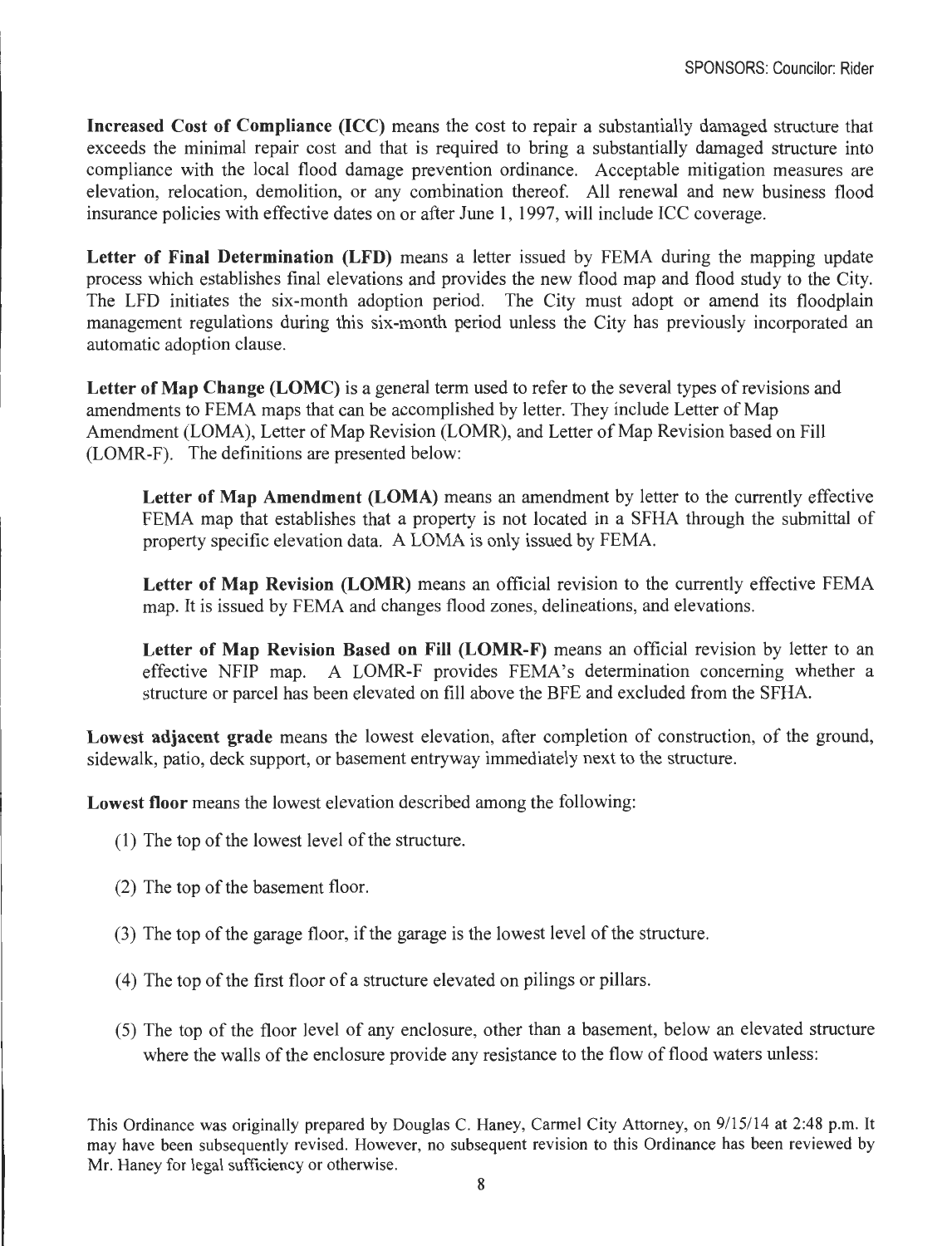**Increased Cost of Compliance (ICC)** means the cost to repair a substantially damaged structure that exceeds the minimal repair cost and that is required to bring a substantially damaged structure into compliance with the local flood damage prevention ordinance. Acceptable mitigation measures are elevation, relocation, demolition, or any combination thereof. All renewal and new business flood insurance policies with effective dates on or after June 1, 1997, will include ICC coverage.

**Letter of Final Determination (LFD)** means a letter issued by FEMA during the mapping update process which establishes final elevations and provides the new flood map and flood study to the City. The LFD initiates the six-month adoption period. The City must adopt or amend its floodplain management regulations during this six-month period unless the City has previously incorporated an automatic adoption clause.

**Letter of Map Change (LOMC)** is a general term used to refer to the several types of revisions and amendments to FEMA maps that can be accomplished by letter. They include Letter of Map Amendment (LOMA), Letter of Map Revision (LOMR), and Letter of Map Revision based on Fill (LOMR-F). The definitions are presented below:

> **Letter of Map Amendment (LOMA)** means an amendment by letter to the currently effective FEMA map that establishes that a property is not located in a SFHA through the submittal of property specific elevation data. A LOMA is only issued by FEMA.
>
> **Letter of Map Revision (LOMR)** means an official revision to the currently effective FEMA map. It is issued by FEMA and changes flood zones, delineations, and elevations.
>
> **Letter of Map Revision Based on Fill (LOMR-F)** means an official revision by letter to an effective NFIP map. A LOMR-F provides FEMA's determination concerning whether a structure or parcel has been elevated on fill above the BFE and excluded from the SFHA.

**Lowest adjacent grade** means the lowest elevation, after completion of construction, of the ground, sidewalk, patio, deck support, or basement entryway immediately next to the structure.

**Lowest floor** means the lowest elevation described among the following:

(1) The top of the lowest level of the structure.

(2) The top of the basement floor.

(3) The top of the garage floor, if the garage is the lowest level of the structure.

(4) The top of the first floor of a structure elevated on pilings or pillars.

(5) The top of the floor level of any enclosure, other than a basement, below an elevated structure where the walls of the enclosure provide any resistance to the flow of flood waters unless: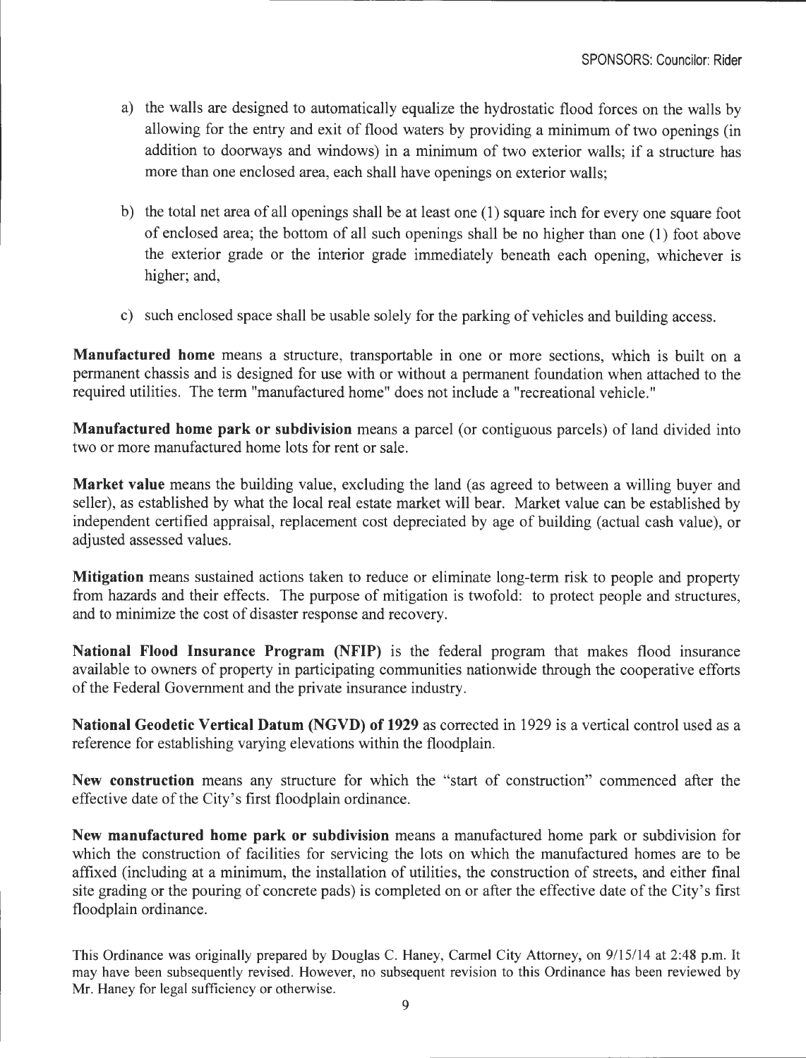a) the walls are designed to automatically equalize the hydrostatic flood forces on the walls by allowing for the entry and exit of flood waters by providing a minimum of two openings (in addition to doorways and windows) in a minimum of two exterior walls; if a structure has more than one enclosed area, each shall have openings on exterior walls;

b) the total net area of all openings shall be at least one (1) square inch for every one square foot of enclosed area; the bottom of all such openings shall be no higher than one (1) foot above the exterior grade or the interior grade immediately beneath each opening, whichever is higher; and,

c) such enclosed space shall be usable solely for the parking of vehicles and building access.

**Manufactured home** means a structure, transportable in one or more sections, which is built on a permanent chassis and is designed for use with or without a permanent foundation when attached to the required utilities. The term "manufactured home" does not include a "recreational vehicle."

**Manufactured home park or subdivision** means a parcel (or contiguous parcels) of land divided into two or more manufactured home lots for rent or sale.

**Market value** means the building value, excluding the land (as agreed to between a willing buyer and seller), as established by what the local real estate market will bear. Market value can be established by independent certified appraisal, replacement cost depreciated by age of building (actual cash value), or adjusted assessed values.

**Mitigation** means sustained actions taken to reduce or eliminate long-term risk to people and property from hazards and their effects. The purpose of mitigation is twofold: to protect people and structures, and to minimize the cost of disaster response and recovery.

**National Flood Insurance Program (NFIP)** is the federal program that makes flood insurance available to owners of property in participating communities nationwide through the cooperative efforts of the Federal Government and the private insurance industry.

**National Geodetic Vertical Datum (NGVD) of 1929** as corrected in 1929 is a vertical control used as a reference for establishing varying elevations within the floodplain.

**New construction** means any structure for which the "start of construction" commenced after the effective date of the City's first floodplain ordinance.

**New manufactured home park or subdivision** means a manufactured home park or subdivision for which the construction of facilities for servicing the lots on which the manufactured homes are to be affixed (including at a minimum, the installation of utilities, the construction of streets, and either final site grading or the pouring of concrete pads) is completed on or after the effective date of the City's first floodplain ordinance.

This Ordinance was originally prepared by Douglas C. Haney, Carmel City Attorney, on 9/15/14 at 2:48 p.m. It may have been subsequently revised. However, no subsequent revision to this Ordinance has been reviewed by Mr. Haney for legal sufficiency or otherwise.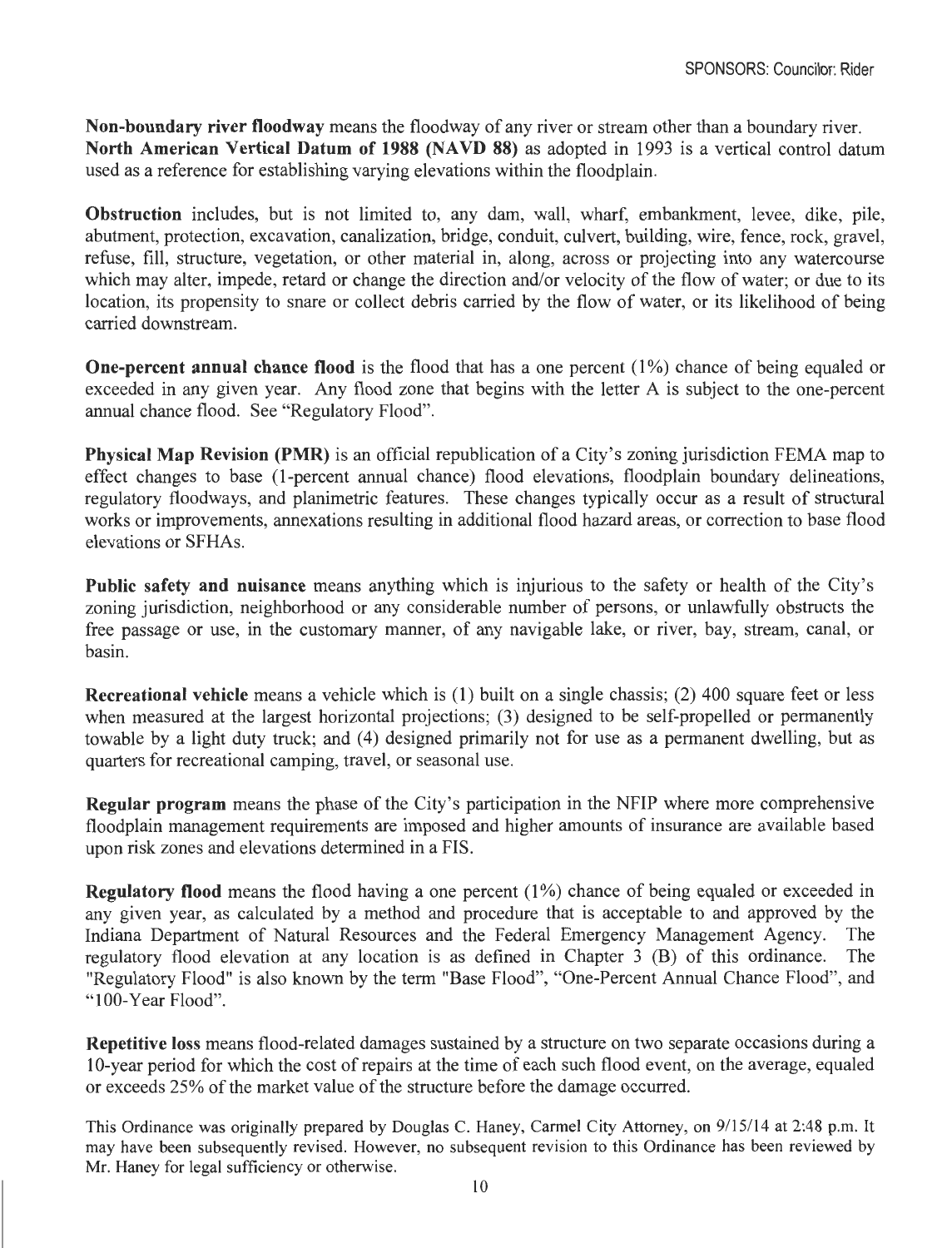**Non-boundary river floodway** means the floodway of any river or stream other than a boundary river.
**North American Vertical Datum of 1988 (NAVD 88)** as adopted in 1993 is a vertical control datum used as a reference for establishing varying elevations within the floodplain.

**Obstruction** includes, but is not limited to, any dam, wall, wharf, embankment, levee, dike, pile, abutment, protection, excavation, canalization, bridge, conduit, culvert, building, wire, fence, rock, gravel, refuse, fill, structure, vegetation, or other material in, along, across or projecting into any watercourse which may alter, impede, retard or change the direction and/or velocity of the flow of water; or due to its location, its propensity to snare or collect debris carried by the flow of water, or its likelihood of being carried downstream.

**One-percent annual chance flood** is the flood that has a one percent (1%) chance of being equaled or exceeded in any given year. Any flood zone that begins with the letter A is subject to the one-percent annual chance flood. See "Regulatory Flood".

**Physical Map Revision (PMR)** is an official republication of a City's zoning jurisdiction FEMA map to effect changes to base (1-percent annual chance) flood elevations, floodplain boundary delineations, regulatory floodways, and planimetric features. These changes typically occur as a result of structural works or improvements, annexations resulting in additional flood hazard areas, or correction to base flood elevations or SFHAs.

**Public safety and nuisance** means anything which is injurious to the safety or health of the City's zoning jurisdiction, neighborhood or any considerable number of persons, or unlawfully obstructs the free passage or use, in the customary manner, of any navigable lake, or river, bay, stream, canal, or basin.

**Recreational vehicle** means a vehicle which is (1) built on a single chassis; (2) 400 square feet or less when measured at the largest horizontal projections; (3) designed to be self-propelled or permanently towable by a light duty truck; and (4) designed primarily not for use as a permanent dwelling, but as quarters for recreational camping, travel, or seasonal use.

**Regular program** means the phase of the City's participation in the NFIP where more comprehensive floodplain management requirements are imposed and higher amounts of insurance are available based upon risk zones and elevations determined in a FIS.

**Regulatory flood** means the flood having a one percent (1%) chance of being equaled or exceeded in any given year, as calculated by a method and procedure that is acceptable to and approved by the Indiana Department of Natural Resources and the Federal Emergency Management Agency. The regulatory flood elevation at any location is as defined in Chapter 3 (B) of this ordinance. The "Regulatory Flood" is also known by the term "Base Flood", "One-Percent Annual Chance Flood", and "100-Year Flood".

**Repetitive loss** means flood-related damages sustained by a structure on two separate occasions during a 10-year period for which the cost of repairs at the time of each such flood event, on the average, equaled or exceeds 25% of the market value of the structure before the damage occurred.

This Ordinance was originally prepared by Douglas C. Haney, Carmel City Attorney, on 9/15/14 at 2:48 p.m. It may have been subsequently revised. However, no subsequent revision to this Ordinance has been reviewed by Mr. Haney for legal sufficiency or otherwise.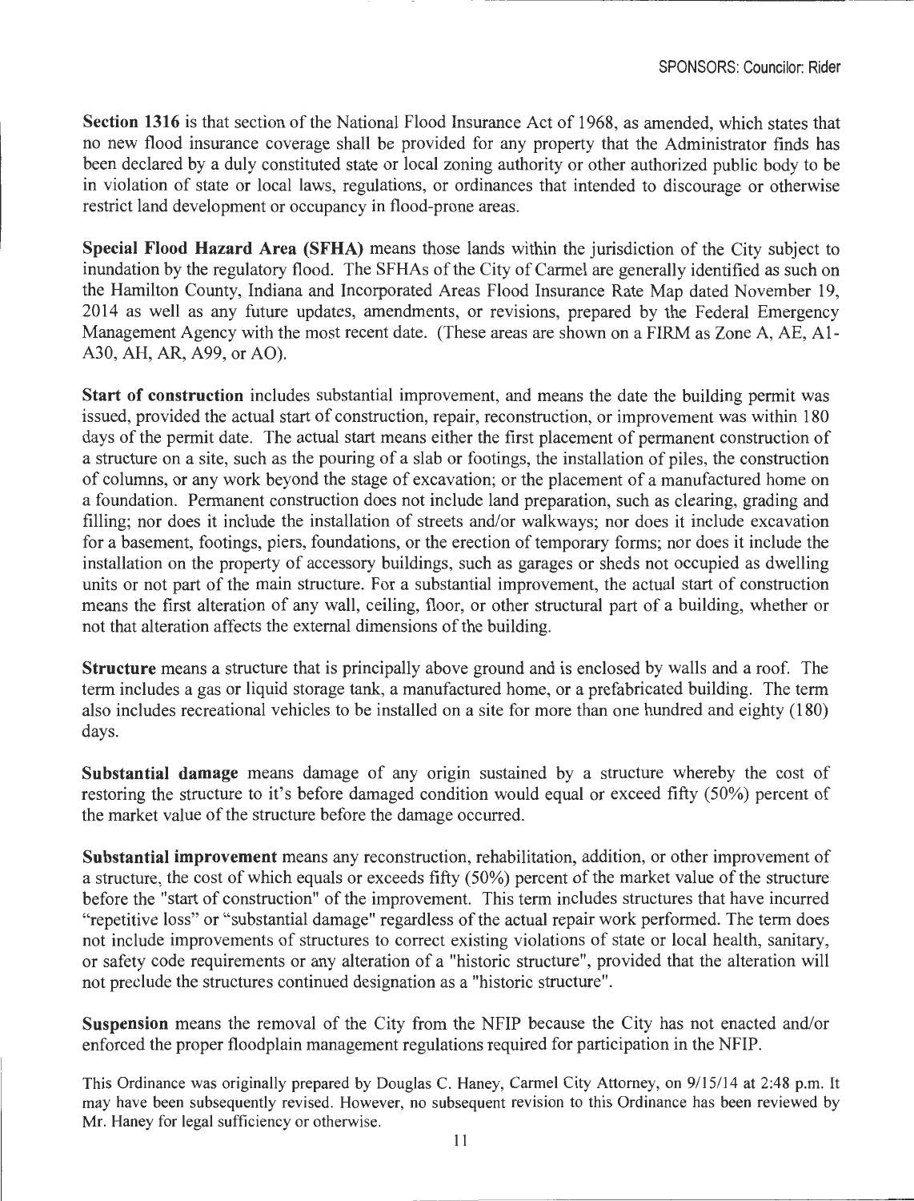**Section 1316** is that section of the National Flood Insurance Act of 1968, as amended, which states that no new flood insurance coverage shall be provided for any property that the Administrator finds has been declared by a duly constituted state or local zoning authority or other authorized public body to be in violation of state or local laws, regulations, or ordinances that intended to discourage or otherwise restrict land development or occupancy in flood-prone areas.

**Special Flood Hazard Area (SFHA)** means those lands within the jurisdiction of the City subject to inundation by the regulatory flood. The SFHAs of the City of Carmel are generally identified as such on the Hamilton County, Indiana and Incorporated Areas Flood Insurance Rate Map dated November 19, 2014 as well as any future updates, amendments, or revisions, prepared by the Federal Emergency Management Agency with the most recent date. (These areas are shown on a FIRM as Zone A, AE, A1-A30, AH, AR, A99, or AO).

**Start of construction** includes substantial improvement, and means the date the building permit was issued, provided the actual start of construction, repair, reconstruction, or improvement was within 180 days of the permit date. The actual start means either the first placement of permanent construction of a structure on a site, such as the pouring of a slab or footings, the installation of piles, the construction of columns, or any work beyond the stage of excavation; or the placement of a manufactured home on a foundation. Permanent construction does not include land preparation, such as clearing, grading and filling; nor does it include the installation of streets and/or walkways; nor does it include excavation for a basement, footings, piers, foundations, or the erection of temporary forms; nor does it include the installation on the property of accessory buildings, such as garages or sheds not occupied as dwelling units or not part of the main structure. For a substantial improvement, the actual start of construction means the first alteration of any wall, ceiling, floor, or other structural part of a building, whether or not that alteration affects the external dimensions of the building.

**Structure** means a structure that is principally above ground and is enclosed by walls and a roof. The term includes a gas or liquid storage tank, a manufactured home, or a prefabricated building. The term also includes recreational vehicles to be installed on a site for more than one hundred and eighty (180) days.

**Substantial damage** means damage of any origin sustained by a structure whereby the cost of restoring the structure to it's before damaged condition would equal or exceed fifty (50%) percent of the market value of the structure before the damage occurred.

**Substantial improvement** means any reconstruction, rehabilitation, addition, or other improvement of a structure, the cost of which equals or exceeds fifty (50%) percent of the market value of the structure before the "start of construction" of the improvement. This term includes structures that have incurred "repetitive loss" or "substantial damage" regardless of the actual repair work performed. The term does not include improvements of structures to correct existing violations of state or local health, sanitary, or safety code requirements or any alteration of a "historic structure", provided that the alteration will not preclude the structures continued designation as a "historic structure".

**Suspension** means the removal of the City from the NFIP because the City has not enacted and/or enforced the proper floodplain management regulations required for participation in the NFIP.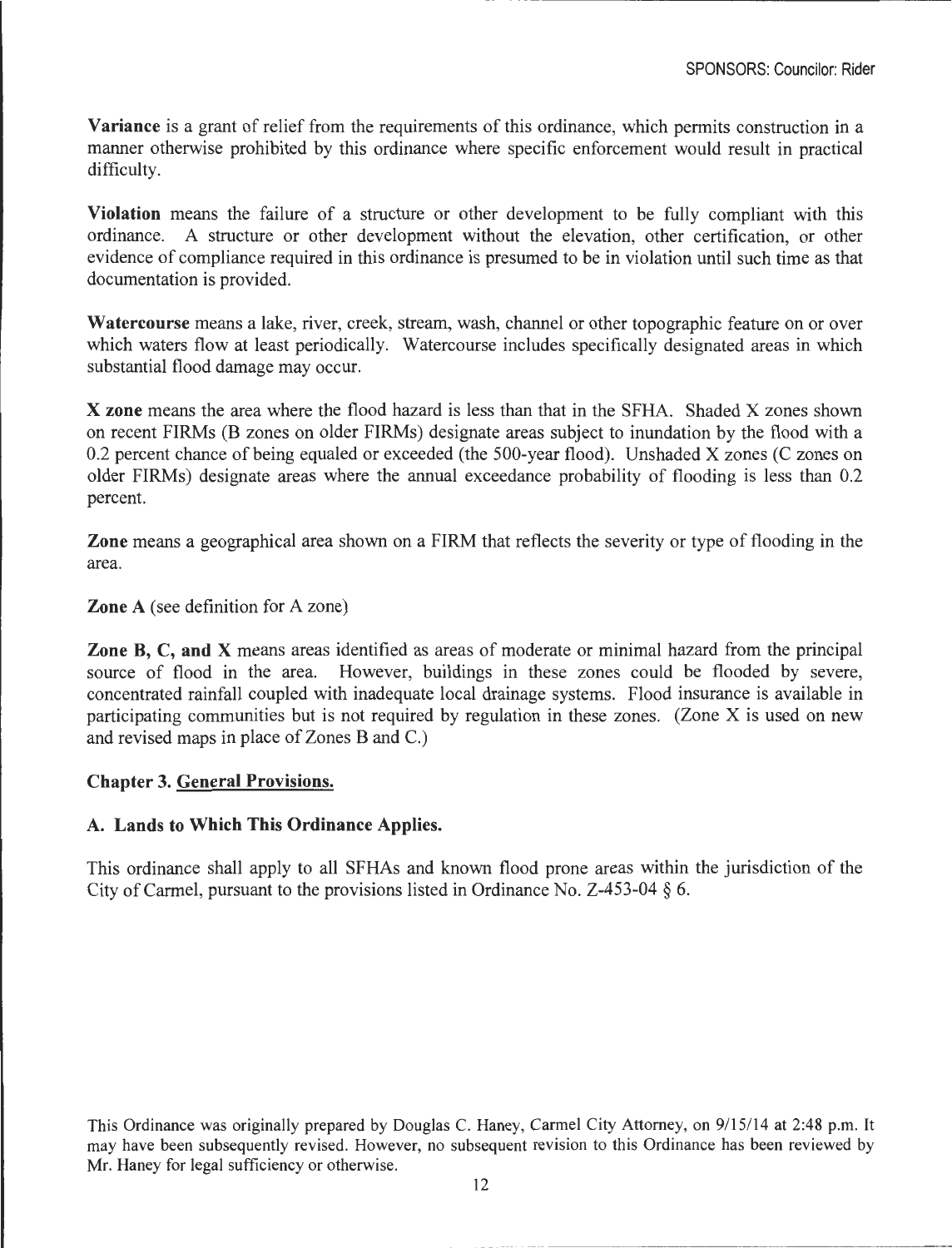**Variance** is a grant of relief from the requirements of this ordinance, which permits construction in a manner otherwise prohibited by this ordinance where specific enforcement would result in practical difficulty.

**Violation** means the failure of a structure or other development to be fully compliant with this ordinance. A structure or other development without the elevation, other certification, or other evidence of compliance required in this ordinance is presumed to be in violation until such time as that documentation is provided.

**Watercourse** means a lake, river, creek, stream, wash, channel or other topographic feature on or over which waters flow at least periodically. Watercourse includes specifically designated areas in which substantial flood damage may occur.

**X zone** means the area where the flood hazard is less than that in the SFHA. Shaded X zones shown on recent FIRMs (B zones on older FIRMs) designate areas subject to inundation by the flood with a 0.2 percent chance of being equaled or exceeded (the 500-year flood). Unshaded X zones (C zones on older FIRMs) designate areas where the annual exceedance probability of flooding is less than 0.2 percent.

**Zone** means a geographical area shown on a FIRM that reflects the severity or type of flooding in the area.

**Zone A** (see definition for A zone)

**Zone B, C, and X** means areas identified as areas of moderate or minimal hazard from the principal source of flood in the area. However, buildings in these zones could be flooded by severe, concentrated rainfall coupled with inadequate local drainage systems. Flood insurance is available in participating communities but is not required by regulation in these zones. (Zone X is used on new and revised maps in place of Zones B and C.)

## Chapter 3. General Provisions.

### A. Lands to Which This Ordinance Applies.

This ordinance shall apply to all SFHAs and known flood prone areas within the jurisdiction of the City of Carmel, pursuant to the provisions listed in Ordinance No. Z-453-04 § 6.

This Ordinance was originally prepared by Douglas C. Haney, Carmel City Attorney, on 9/15/14 at 2:48 p.m. It may have been subsequently revised. However, no subsequent revision to this Ordinance has been reviewed by Mr. Haney for legal sufficiency or otherwise.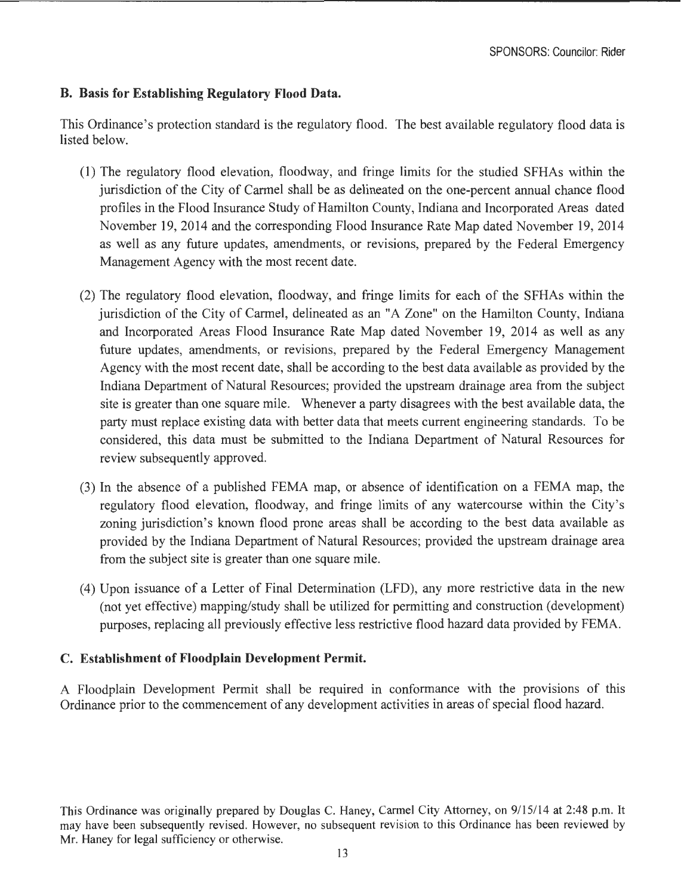### B. Basis for Establishing Regulatory Flood Data.

This Ordinance's protection standard is the regulatory flood. The best available regulatory flood data is listed below.

(1) The regulatory flood elevation, floodway, and fringe limits for the studied SFHAs within the jurisdiction of the City of Carmel shall be as delineated on the one-percent annual chance flood profiles in the Flood Insurance Study of Hamilton County, Indiana and Incorporated Areas dated November 19, 2014 and the corresponding Flood Insurance Rate Map dated November 19, 2014 as well as any future updates, amendments, or revisions, prepared by the Federal Emergency Management Agency with the most recent date.

(2) The regulatory flood elevation, floodway, and fringe limits for each of the SFHAs within the jurisdiction of the City of Carmel, delineated as an "A Zone" on the Hamilton County, Indiana and Incorporated Areas Flood Insurance Rate Map dated November 19, 2014 as well as any future updates, amendments, or revisions, prepared by the Federal Emergency Management Agency with the most recent date, shall be according to the best data available as provided by the Indiana Department of Natural Resources; provided the upstream drainage area from the subject site is greater than one square mile. Whenever a party disagrees with the best available data, the party must replace existing data with better data that meets current engineering standards. To be considered, this data must be submitted to the Indiana Department of Natural Resources for review subsequently approved.

(3) In the absence of a published FEMA map, or absence of identification on a FEMA map, the regulatory flood elevation, floodway, and fringe limits of any watercourse within the City's zoning jurisdiction's known flood prone areas shall be according to the best data available as provided by the Indiana Department of Natural Resources; provided the upstream drainage area from the subject site is greater than one square mile.

(4) Upon issuance of a Letter of Final Determination (LFD), any more restrictive data in the new (not yet effective) mapping/study shall be utilized for permitting and construction (development) purposes, replacing all previously effective less restrictive flood hazard data provided by FEMA.

### C. Establishment of Floodplain Development Permit.

A Floodplain Development Permit shall be required in conformance with the provisions of this Ordinance prior to the commencement of any development activities in areas of special flood hazard.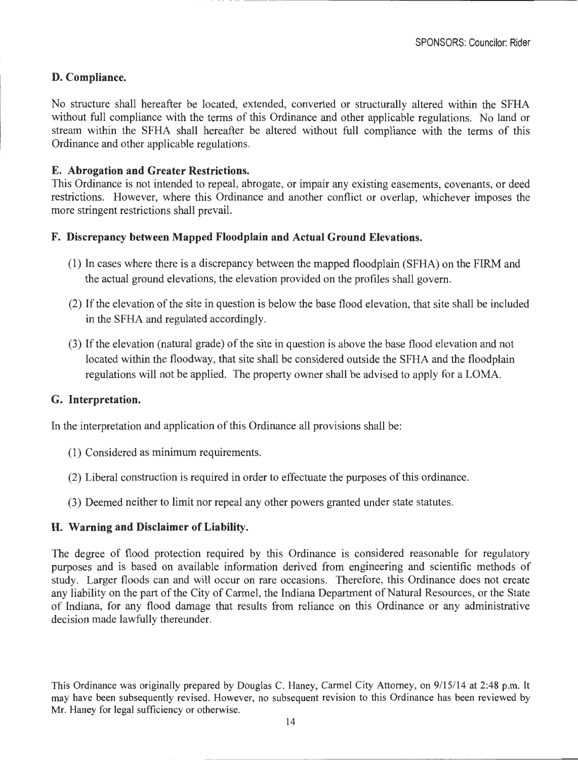### D. Compliance.

No structure shall hereafter be located, extended, converted or structurally altered within the SFHA without full compliance with the terms of this Ordinance and other applicable regulations. No land or stream within the SFHA shall hereafter be altered without full compliance with the terms of this Ordinance and other applicable regulations.

### E. Abrogation and Greater Restrictions.

This Ordinance is not intended to repeal, abrogate, or impair any existing easements, covenants, or deed restrictions. However, where this Ordinance and another conflict or overlap, whichever imposes the more stringent restrictions shall prevail.

### F. Discrepancy between Mapped Floodplain and Actual Ground Elevations.

(1) In cases where there is a discrepancy between the mapped floodplain (SFHA) on the FIRM and the actual ground elevations, the elevation provided on the profiles shall govern.

(2) If the elevation of the site in question is below the base flood elevation, that site shall be included in the SFHA and regulated accordingly.

(3) If the elevation (natural grade) of the site in question is above the base flood elevation and not located within the floodway, that site shall be considered outside the SFHA and the floodplain regulations will not be applied. The property owner shall be advised to apply for a LOMA.

### G. Interpretation.

In the interpretation and application of this Ordinance all provisions shall be:

(1) Considered as minimum requirements.

(2) Liberal construction is required in order to effectuate the purposes of this ordinance.

(3) Deemed neither to limit nor repeal any other powers granted under state statutes.

### H. Warning and Disclaimer of Liability.

The degree of flood protection required by this Ordinance is considered reasonable for regulatory purposes and is based on available information derived from engineering and scientific methods of study. Larger floods can and will occur on rare occasions. Therefore, this Ordinance does not create any liability on the part of the City of Carmel, the Indiana Department of Natural Resources, or the State of Indiana, for any flood damage that results from reliance on this Ordinance or any administrative decision made lawfully thereunder.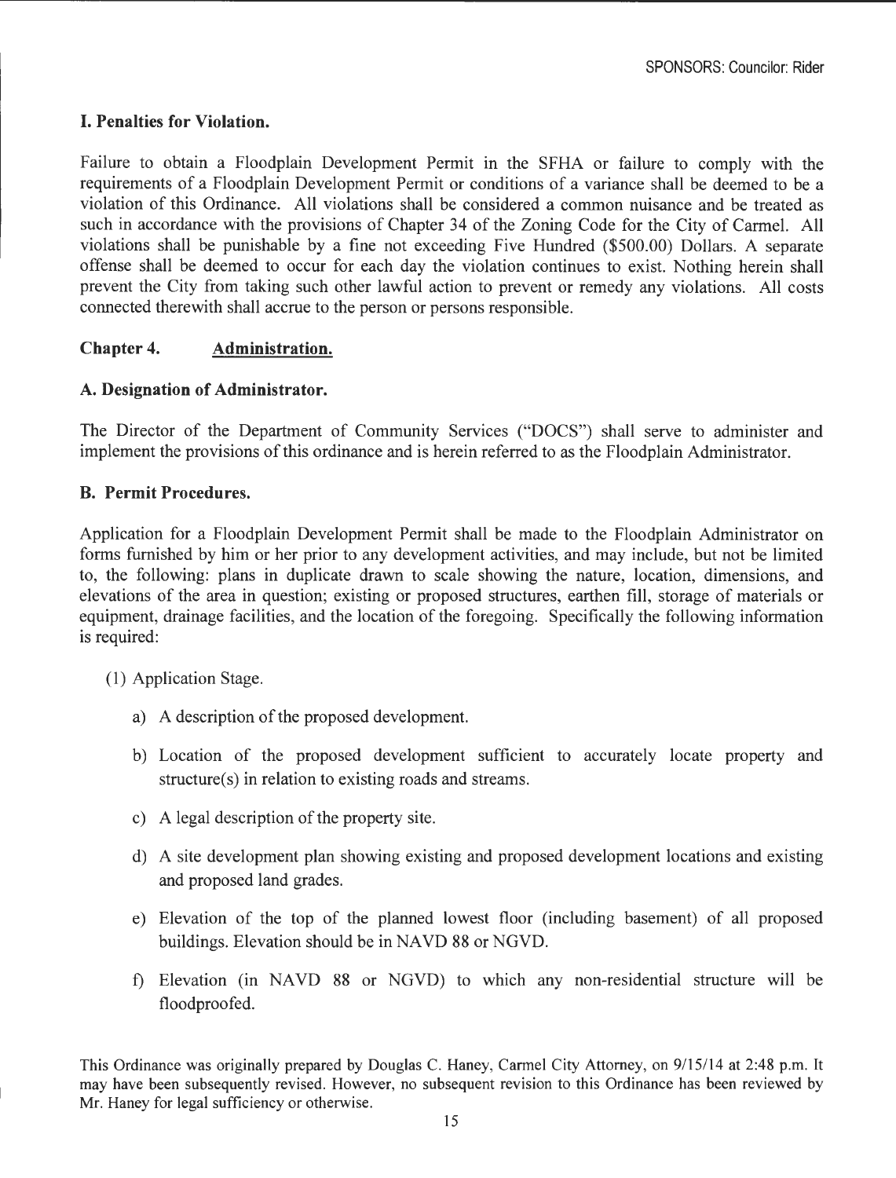SPONSORS: Councilor: Rider

### I. Penalties for Violation.

Failure to obtain a Floodplain Development Permit in the SFHA or failure to comply with the requirements of a Floodplain Development Permit or conditions of a variance shall be deemed to be a violation of this Ordinance. All violations shall be considered a common nuisance and be treated as such in accordance with the provisions of Chapter 34 of the Zoning Code for the City of Carmel. All violations shall be punishable by a fine not exceeding Five Hundred ($500.00) Dollars. A separate offense shall be deemed to occur for each day the violation continues to exist. Nothing herein shall prevent the City from taking such other lawful action to prevent or remedy any violations. All costs connected therewith shall accrue to the person or persons responsible.

## Chapter 4. Administration.

### A. Designation of Administrator.

The Director of the Department of Community Services ("DOCS") shall serve to administer and implement the provisions of this ordinance and is herein referred to as the Floodplain Administrator.

### B. Permit Procedures.

Application for a Floodplain Development Permit shall be made to the Floodplain Administrator on forms furnished by him or her prior to any development activities, and may include, but not be limited to, the following: plans in duplicate drawn to scale showing the nature, location, dimensions, and elevations of the area in question; existing or proposed structures, earthen fill, storage of materials or equipment, drainage facilities, and the location of the foregoing. Specifically the following information is required:

(1) Application Stage.

a) A description of the proposed development.

b) Location of the proposed development sufficient to accurately locate property and structure(s) in relation to existing roads and streams.

c) A legal description of the property site.

d) A site development plan showing existing and proposed development locations and existing and proposed land grades.

e) Elevation of the top of the planned lowest floor (including basement) of all proposed buildings. Elevation should be in NAVD 88 or NGVD.

f) Elevation (in NAVD 88 or NGVD) to which any non-residential structure will be floodproofed.

This Ordinance was originally prepared by Douglas C. Haney, Carmel City Attorney, on 9/15/14 at 2:48 p.m. It may have been subsequently revised. However, no subsequent revision to this Ordinance has been reviewed by Mr. Haney for legal sufficiency or otherwise.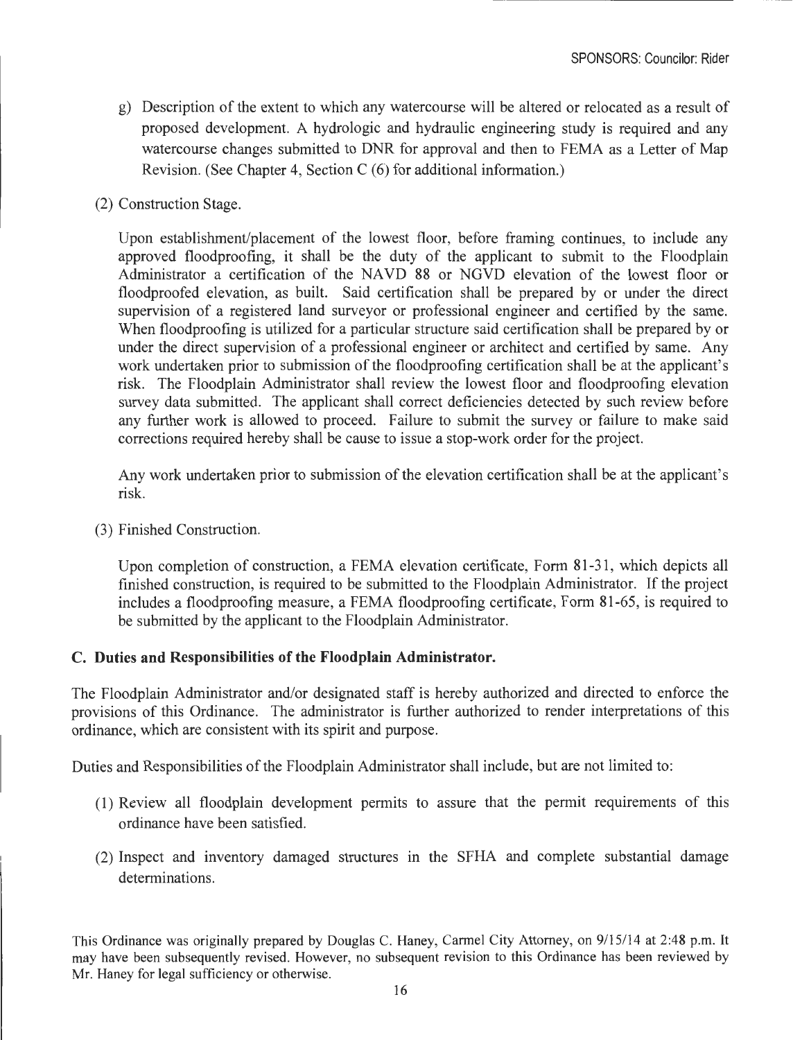g) Description of the extent to which any watercourse will be altered or relocated as a result of proposed development. A hydrologic and hydraulic engineering study is required and any watercourse changes submitted to DNR for approval and then to FEMA as a Letter of Map Revision. (See Chapter 4, Section C (6) for additional information.)

(2) Construction Stage.

Upon establishment/placement of the lowest floor, before framing continues, to include any approved floodproofing, it shall be the duty of the applicant to submit to the Floodplain Administrator a certification of the NAVD 88 or NGVD elevation of the lowest floor or floodproofed elevation, as built. Said certification shall be prepared by or under the direct supervision of a registered land surveyor or professional engineer and certified by the same. When floodproofing is utilized for a particular structure said certification shall be prepared by or under the direct supervision of a professional engineer or architect and certified by same. Any work undertaken prior to submission of the floodproofing certification shall be at the applicant's risk. The Floodplain Administrator shall review the lowest floor and floodproofing elevation survey data submitted. The applicant shall correct deficiencies detected by such review before any further work is allowed to proceed. Failure to submit the survey or failure to make said corrections required hereby shall be cause to issue a stop-work order for the project.

Any work undertaken prior to submission of the elevation certification shall be at the applicant's risk.

(3) Finished Construction.

Upon completion of construction, a FEMA elevation certificate, Form 81-31, which depicts all finished construction, is required to be submitted to the Floodplain Administrator. If the project includes a floodproofing measure, a FEMA floodproofing certificate, Form 81-65, is required to be submitted by the applicant to the Floodplain Administrator.

**C. Duties and Responsibilities of the Floodplain Administrator.**

The Floodplain Administrator and/or designated staff is hereby authorized and directed to enforce the provisions of this Ordinance. The administrator is further authorized to render interpretations of this ordinance, which are consistent with its spirit and purpose.

Duties and Responsibilities of the Floodplain Administrator shall include, but are not limited to:

(1) Review all floodplain development permits to assure that the permit requirements of this ordinance have been satisfied.

(2) Inspect and inventory damaged structures in the SFHA and complete substantial damage determinations.

This Ordinance was originally prepared by Douglas C. Haney, Carmel City Attorney, on 9/15/14 at 2:48 p.m. It may have been subsequently revised. However, no subsequent revision to this Ordinance has been reviewed by Mr. Haney for legal sufficiency or otherwise.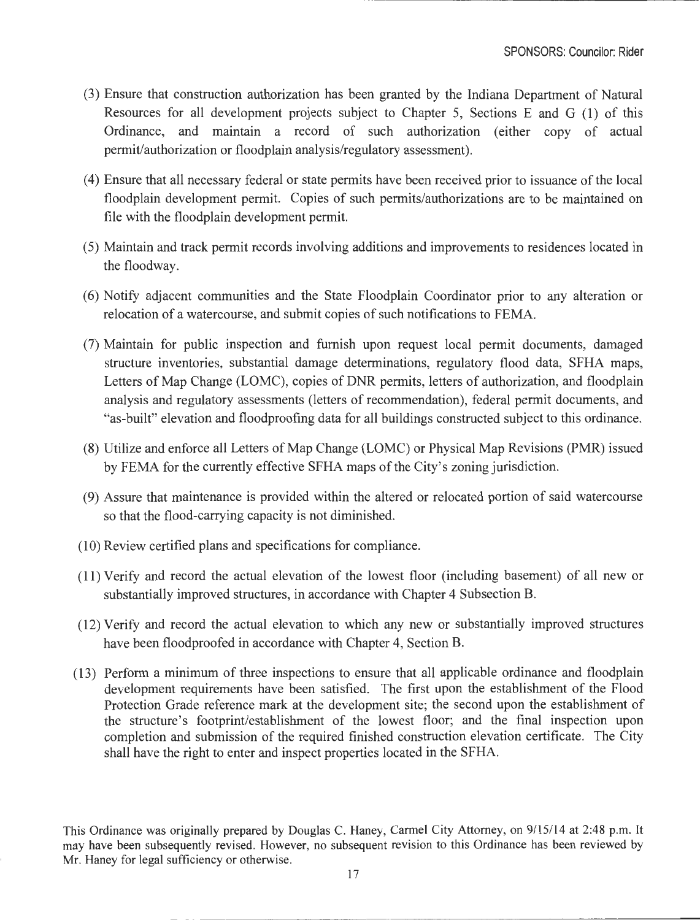SPONSORS: Councilor: Rider

(3) Ensure that construction authorization has been granted by the Indiana Department of Natural Resources for all development projects subject to Chapter 5, Sections E and G (1) of this Ordinance, and maintain a record of such authorization (either copy of actual permit/authorization or floodplain analysis/regulatory assessment).

(4) Ensure that all necessary federal or state permits have been received prior to issuance of the local floodplain development permit. Copies of such permits/authorizations are to be maintained on file with the floodplain development permit.

(5) Maintain and track permit records involving additions and improvements to residences located in the floodway.

(6) Notify adjacent communities and the State Floodplain Coordinator prior to any alteration or relocation of a watercourse, and submit copies of such notifications to FEMA.

(7) Maintain for public inspection and furnish upon request local permit documents, damaged structure inventories, substantial damage determinations, regulatory flood data, SFHA maps, Letters of Map Change (LOMC), copies of DNR permits, letters of authorization, and floodplain analysis and regulatory assessments (letters of recommendation), federal permit documents, and "as-built" elevation and floodproofing data for all buildings constructed subject to this ordinance.

(8) Utilize and enforce all Letters of Map Change (LOMC) or Physical Map Revisions (PMR) issued by FEMA for the currently effective SFHA maps of the City's zoning jurisdiction.

(9) Assure that maintenance is provided within the altered or relocated portion of said watercourse so that the flood-carrying capacity is not diminished.

(10) Review certified plans and specifications for compliance.

(11) Verify and record the actual elevation of the lowest floor (including basement) of all new or substantially improved structures, in accordance with Chapter 4 Subsection B.

(12) Verify and record the actual elevation to which any new or substantially improved structures have been floodproofed in accordance with Chapter 4, Section B.

(13) Perform a minimum of three inspections to ensure that all applicable ordinance and floodplain development requirements have been satisfied. The first upon the establishment of the Flood Protection Grade reference mark at the development site; the second upon the establishment of the structure's footprint/establishment of the lowest floor; and the final inspection upon completion and submission of the required finished construction elevation certificate. The City shall have the right to enter and inspect properties located in the SFHA.

This Ordinance was originally prepared by Douglas C. Haney, Carmel City Attorney, on 9/15/14 at 2:48 p.m. It may have been subsequently revised. However, no subsequent revision to this Ordinance has been reviewed by Mr. Haney for legal sufficiency or otherwise.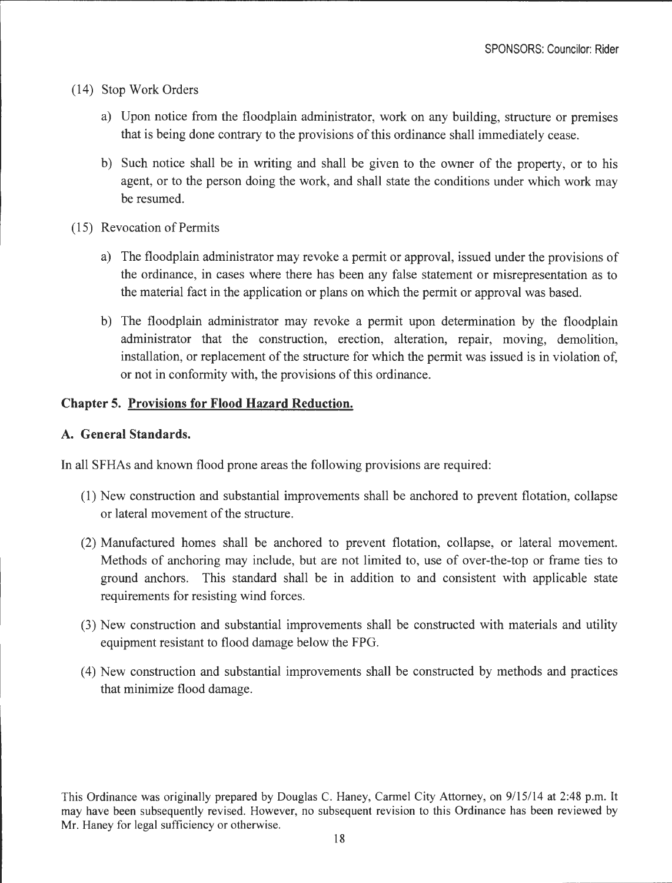(14) Stop Work Orders

a) Upon notice from the floodplain administrator, work on any building, structure or premises that is being done contrary to the provisions of this ordinance shall immediately cease.

b) Such notice shall be in writing and shall be given to the owner of the property, or to his agent, or to the person doing the work, and shall state the conditions under which work may be resumed.

(15) Revocation of Permits

a) The floodplain administrator may revoke a permit or approval, issued under the provisions of the ordinance, in cases where there has been any false statement or misrepresentation as to the material fact in the application or plans on which the permit or approval was based.

b) The floodplain administrator may revoke a permit upon determination by the floodplain administrator that the construction, erection, alteration, repair, moving, demolition, installation, or replacement of the structure for which the permit was issued is in violation of, or not in conformity with, the provisions of this ordinance.

## Chapter 5. Provisions for Flood Hazard Reduction.

### A. General Standards.

In all SFHAs and known flood prone areas the following provisions are required:

(1) New construction and substantial improvements shall be anchored to prevent flotation, collapse or lateral movement of the structure.

(2) Manufactured homes shall be anchored to prevent flotation, collapse, or lateral movement. Methods of anchoring may include, but are not limited to, use of over-the-top or frame ties to ground anchors. This standard shall be in addition to and consistent with applicable state requirements for resisting wind forces.

(3) New construction and substantial improvements shall be constructed with materials and utility equipment resistant to flood damage below the FPG.

(4) New construction and substantial improvements shall be constructed by methods and practices that minimize flood damage.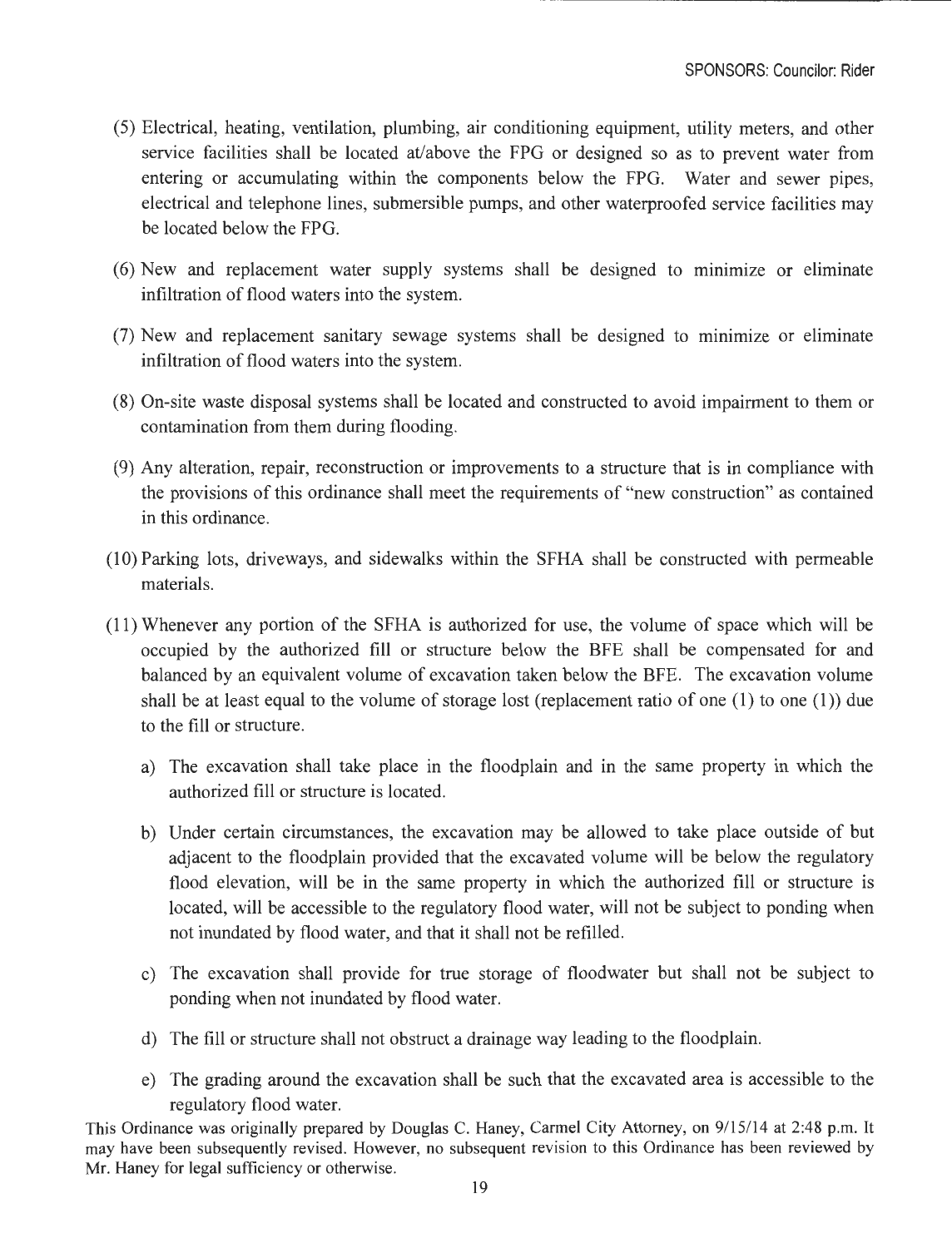(5) Electrical, heating, ventilation, plumbing, air conditioning equipment, utility meters, and other service facilities shall be located at/above the FPG or designed so as to prevent water from entering or accumulating within the components below the FPG. Water and sewer pipes, electrical and telephone lines, submersible pumps, and other waterproofed service facilities may be located below the FPG.

(6) New and replacement water supply systems shall be designed to minimize or eliminate infiltration of flood waters into the system.

(7) New and replacement sanitary sewage systems shall be designed to minimize or eliminate infiltration of flood waters into the system.

(8) On-site waste disposal systems shall be located and constructed to avoid impairment to them or contamination from them during flooding.

(9) Any alteration, repair, reconstruction or improvements to a structure that is in compliance with the provisions of this ordinance shall meet the requirements of "new construction" as contained in this ordinance.

(10) Parking lots, driveways, and sidewalks within the SFHA shall be constructed with permeable materials.

(11) Whenever any portion of the SFHA is authorized for use, the volume of space which will be occupied by the authorized fill or structure below the BFE shall be compensated for and balanced by an equivalent volume of excavation taken below the BFE. The excavation volume shall be at least equal to the volume of storage lost (replacement ratio of one (1) to one (1)) due to the fill or structure.

   a) The excavation shall take place in the floodplain and in the same property in which the authorized fill or structure is located.

   b) Under certain circumstances, the excavation may be allowed to take place outside of but adjacent to the floodplain provided that the excavated volume will be below the regulatory flood elevation, will be in the same property in which the authorized fill or structure is located, will be accessible to the regulatory flood water, will not be subject to ponding when not inundated by flood water, and that it shall not be refilled.

   c) The excavation shall provide for true storage of floodwater but shall not be subject to ponding when not inundated by flood water.

   d) The fill or structure shall not obstruct a drainage way leading to the floodplain.

   e) The grading around the excavation shall be such that the excavated area is accessible to the regulatory flood water.

This Ordinance was originally prepared by Douglas C. Haney, Carmel City Attorney, on 9/15/14 at 2:48 p.m. It may have been subsequently revised. However, no subsequent revision to this Ordinance has been reviewed by Mr. Haney for legal sufficiency or otherwise.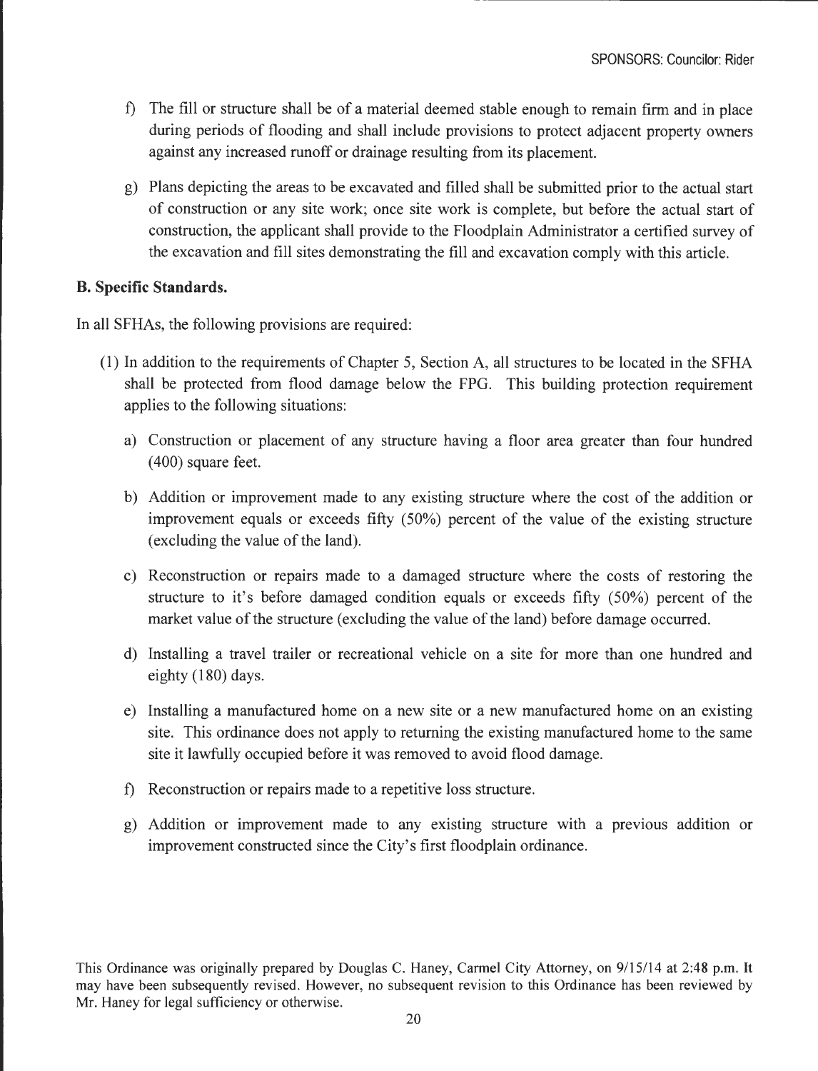f) The fill or structure shall be of a material deemed stable enough to remain firm and in place during periods of flooding and shall include provisions to protect adjacent property owners against any increased runoff or drainage resulting from its placement.

g) Plans depicting the areas to be excavated and filled shall be submitted prior to the actual start of construction or any site work; once site work is complete, but before the actual start of construction, the applicant shall provide to the Floodplain Administrator a certified survey of the excavation and fill sites demonstrating the fill and excavation comply with this article.

**B. Specific Standards.**

In all SFHAs, the following provisions are required:

(1) In addition to the requirements of Chapter 5, Section A, all structures to be located in the SFHA shall be protected from flood damage below the FPG. This building protection requirement applies to the following situations:

a) Construction or placement of any structure having a floor area greater than four hundred (400) square feet.

b) Addition or improvement made to any existing structure where the cost of the addition or improvement equals or exceeds fifty (50%) percent of the value of the existing structure (excluding the value of the land).

c) Reconstruction or repairs made to a damaged structure where the costs of restoring the structure to it's before damaged condition equals or exceeds fifty (50%) percent of the market value of the structure (excluding the value of the land) before damage occurred.

d) Installing a travel trailer or recreational vehicle on a site for more than one hundred and eighty (180) days.

e) Installing a manufactured home on a new site or a new manufactured home on an existing site. This ordinance does not apply to returning the existing manufactured home to the same site it lawfully occupied before it was removed to avoid flood damage.

f) Reconstruction or repairs made to a repetitive loss structure.

g) Addition or improvement made to any existing structure with a previous addition or improvement constructed since the City's first floodplain ordinance.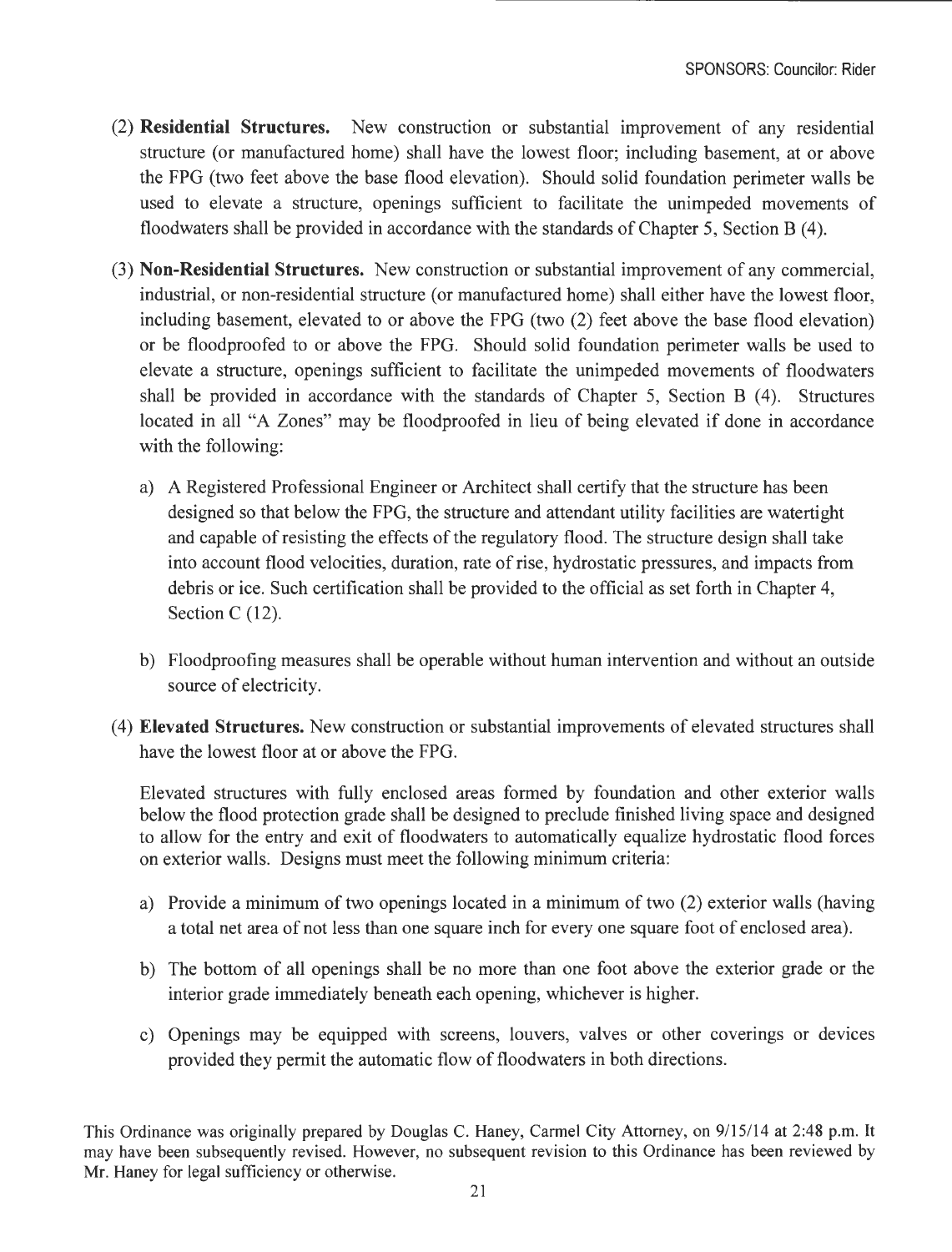(2) **Residential Structures.** New construction or substantial improvement of any residential structure (or manufactured home) shall have the lowest floor; including basement, at or above the FPG (two feet above the base flood elevation). Should solid foundation perimeter walls be used to elevate a structure, openings sufficient to facilitate the unimpeded movements of floodwaters shall be provided in accordance with the standards of Chapter 5, Section B (4).

(3) **Non-Residential Structures.** New construction or substantial improvement of any commercial, industrial, or non-residential structure (or manufactured home) shall either have the lowest floor, including basement, elevated to or above the FPG (two (2) feet above the base flood elevation) or be floodproofed to or above the FPG. Should solid foundation perimeter walls be used to elevate a structure, openings sufficient to facilitate the unimpeded movements of floodwaters shall be provided in accordance with the standards of Chapter 5, Section B (4). Structures located in all "A Zones" may be floodproofed in lieu of being elevated if done in accordance with the following:

a) A Registered Professional Engineer or Architect shall certify that the structure has been designed so that below the FPG, the structure and attendant utility facilities are watertight and capable of resisting the effects of the regulatory flood. The structure design shall take into account flood velocities, duration, rate of rise, hydrostatic pressures, and impacts from debris or ice. Such certification shall be provided to the official as set forth in Chapter 4, Section C (12).

b) Floodproofing measures shall be operable without human intervention and without an outside source of electricity.

(4) **Elevated Structures.** New construction or substantial improvements of elevated structures shall have the lowest floor at or above the FPG.

Elevated structures with fully enclosed areas formed by foundation and other exterior walls below the flood protection grade shall be designed to preclude finished living space and designed to allow for the entry and exit of floodwaters to automatically equalize hydrostatic flood forces on exterior walls. Designs must meet the following minimum criteria:

a) Provide a minimum of two openings located in a minimum of two (2) exterior walls (having a total net area of not less than one square inch for every one square foot of enclosed area).

b) The bottom of all openings shall be no more than one foot above the exterior grade or the interior grade immediately beneath each opening, whichever is higher.

c) Openings may be equipped with screens, louvers, valves or other coverings or devices provided they permit the automatic flow of floodwaters in both directions.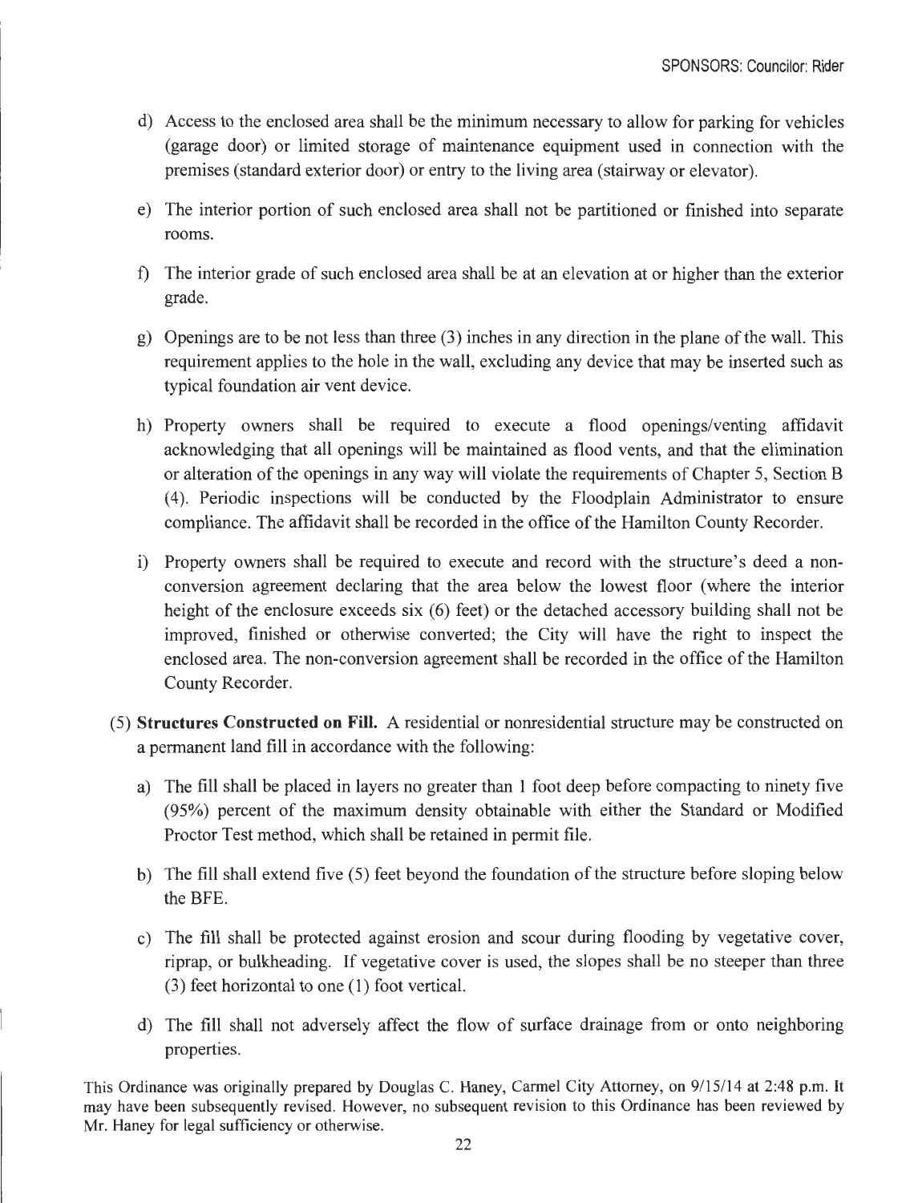d) Access to the enclosed area shall be the minimum necessary to allow for parking for vehicles (garage door) or limited storage of maintenance equipment used in connection with the premises (standard exterior door) or entry to the living area (stairway or elevator).

e) The interior portion of such enclosed area shall not be partitioned or finished into separate rooms.

f) The interior grade of such enclosed area shall be at an elevation at or higher than the exterior grade.

g) Openings are to be not less than three (3) inches in any direction in the plane of the wall. This requirement applies to the hole in the wall, excluding any device that may be inserted such as typical foundation air vent device.

h) Property owners shall be required to execute a flood openings/venting affidavit acknowledging that all openings will be maintained as flood vents, and that the elimination or alteration of the openings in any way will violate the requirements of Chapter 5, Section B (4). Periodic inspections will be conducted by the Floodplain Administrator to ensure compliance. The affidavit shall be recorded in the office of the Hamilton County Recorder.

i) Property owners shall be required to execute and record with the structure's deed a non-conversion agreement declaring that the area below the lowest floor (where the interior height of the enclosure exceeds six (6) feet) or the detached accessory building shall not be improved, finished or otherwise converted; the City will have the right to inspect the enclosed area. The non-conversion agreement shall be recorded in the office of the Hamilton County Recorder.

(5) **Structures Constructed on Fill.** A residential or nonresidential structure may be constructed on a permanent land fill in accordance with the following:

a) The fill shall be placed in layers no greater than 1 foot deep before compacting to ninety five (95%) percent of the maximum density obtainable with either the Standard or Modified Proctor Test method, which shall be retained in permit file.

b) The fill shall extend five (5) feet beyond the foundation of the structure before sloping below the BFE.

c) The fill shall be protected against erosion and scour during flooding by vegetative cover, riprap, or bulkheading. If vegetative cover is used, the slopes shall be no steeper than three (3) feet horizontal to one (1) foot vertical.

d) The fill shall not adversely affect the flow of surface drainage from or onto neighboring properties.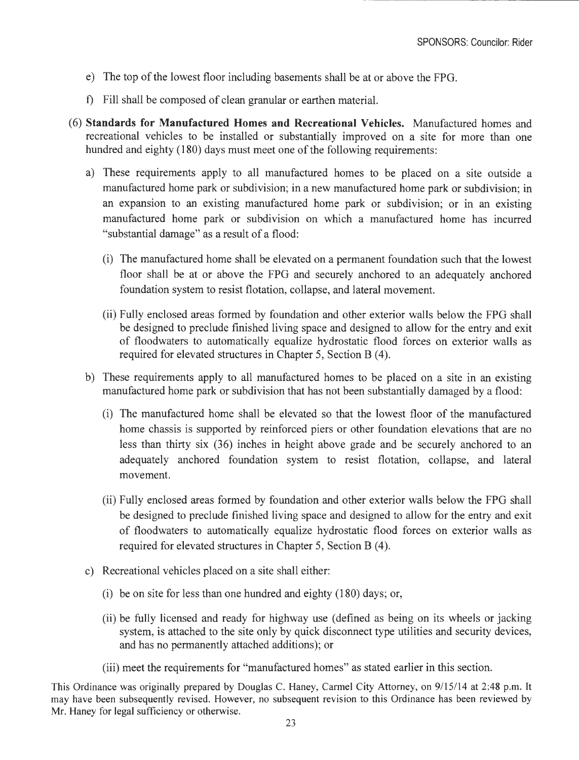e) The top of the lowest floor including basements shall be at or above the FPG.

f) Fill shall be composed of clean granular or earthen material.

(6) **Standards for Manufactured Homes and Recreational Vehicles.** Manufactured homes and recreational vehicles to be installed or substantially improved on a site for more than one hundred and eighty (180) days must meet one of the following requirements:

a) These requirements apply to all manufactured homes to be placed on a site outside a manufactured home park or subdivision; in a new manufactured home park or subdivision; in an expansion to an existing manufactured home park or subdivision; or in an existing manufactured home park or subdivision on which a manufactured home has incurred "substantial damage" as a result of a flood:

(i) The manufactured home shall be elevated on a permanent foundation such that the lowest floor shall be at or above the FPG and securely anchored to an adequately anchored foundation system to resist flotation, collapse, and lateral movement.

(ii) Fully enclosed areas formed by foundation and other exterior walls below the FPG shall be designed to preclude finished living space and designed to allow for the entry and exit of floodwaters to automatically equalize hydrostatic flood forces on exterior walls as required for elevated structures in Chapter 5, Section B (4).

b) These requirements apply to all manufactured homes to be placed on a site in an existing manufactured home park or subdivision that has not been substantially damaged by a flood:

(i) The manufactured home shall be elevated so that the lowest floor of the manufactured home chassis is supported by reinforced piers or other foundation elevations that are no less than thirty six (36) inches in height above grade and be securely anchored to an adequately anchored foundation system to resist flotation, collapse, and lateral movement.

(ii) Fully enclosed areas formed by foundation and other exterior walls below the FPG shall be designed to preclude finished living space and designed to allow for the entry and exit of floodwaters to automatically equalize hydrostatic flood forces on exterior walls as required for elevated structures in Chapter 5, Section B (4).

c) Recreational vehicles placed on a site shall either:

(i) be on site for less than one hundred and eighty (180) days; or,

(ii) be fully licensed and ready for highway use (defined as being on its wheels or jacking system, is attached to the site only by quick disconnect type utilities and security devices, and has no permanently attached additions); or

(iii) meet the requirements for "manufactured homes" as stated earlier in this section.

This Ordinance was originally prepared by Douglas C. Haney, Carmel City Attorney, on 9/15/14 at 2:48 p.m. It may have been subsequently revised. However, no subsequent revision to this Ordinance has been reviewed by Mr. Haney for legal sufficiency or otherwise.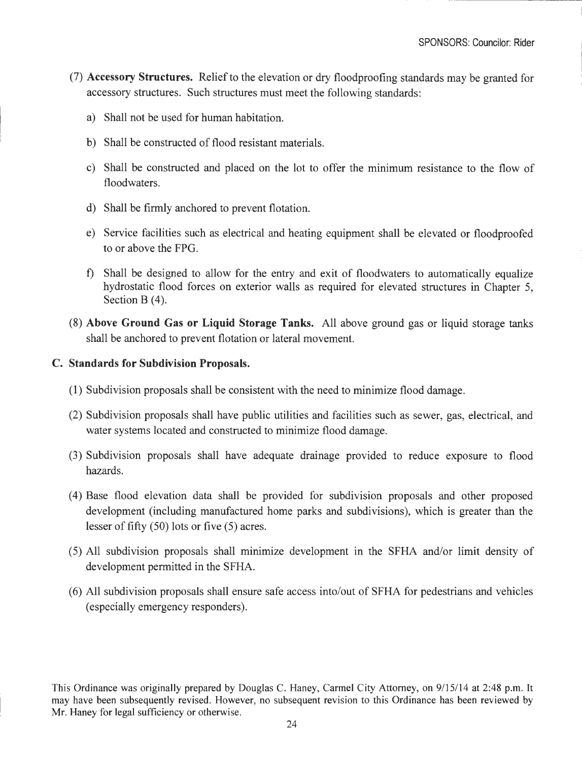(7) **Accessory Structures.** Relief to the elevation or dry floodproofing standards may be granted for accessory structures. Such structures must meet the following standards:

   a) Shall not be used for human habitation.

   b) Shall be constructed of flood resistant materials.

   c) Shall be constructed and placed on the lot to offer the minimum resistance to the flow of floodwaters.

   d) Shall be firmly anchored to prevent flotation.

   e) Service facilities such as electrical and heating equipment shall be elevated or floodproofed to or above the FPG.

   f) Shall be designed to allow for the entry and exit of floodwaters to automatically equalize hydrostatic flood forces on exterior walls as required for elevated structures in Chapter 5, Section B (4).

(8) **Above Ground Gas or Liquid Storage Tanks.** All above ground gas or liquid storage tanks shall be anchored to prevent flotation or lateral movement.

**C. Standards for Subdivision Proposals.**

(1) Subdivision proposals shall be consistent with the need to minimize flood damage.

(2) Subdivision proposals shall have public utilities and facilities such as sewer, gas, electrical, and water systems located and constructed to minimize flood damage.

(3) Subdivision proposals shall have adequate drainage provided to reduce exposure to flood hazards.

(4) Base flood elevation data shall be provided for subdivision proposals and other proposed development (including manufactured home parks and subdivisions), which is greater than the lesser of fifty (50) lots or five (5) acres.

(5) All subdivision proposals shall minimize development in the SFHA and/or limit density of development permitted in the SFHA.

(6) All subdivision proposals shall ensure safe access into/out of SFHA for pedestrians and vehicles (especially emergency responders).

This Ordinance was originally prepared by Douglas C. Haney, Carmel City Attorney, on 9/15/14 at 2:48 p.m. It may have been subsequently revised. However, no subsequent revision to this Ordinance has been reviewed by Mr. Haney for legal sufficiency or otherwise.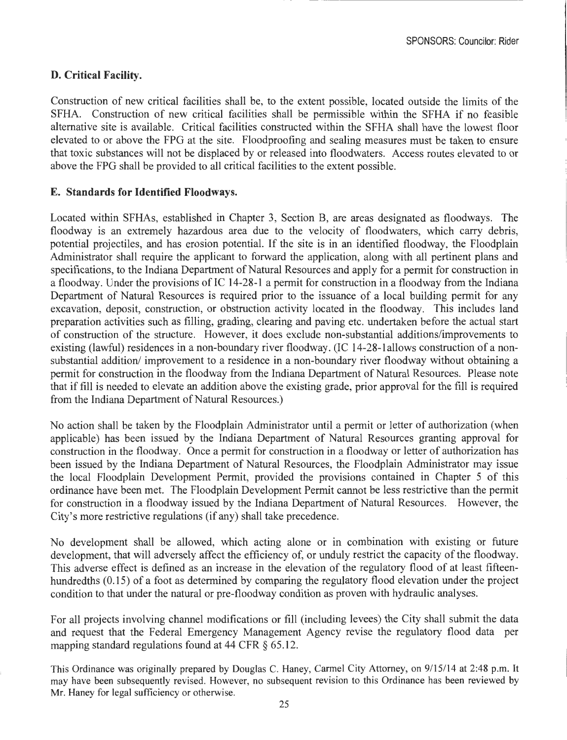**D. Critical Facility.**

Construction of new critical facilities shall be, to the extent possible, located outside the limits of the SFHA. Construction of new critical facilities shall be permissible within the SFHA if no feasible alternative site is available. Critical facilities constructed within the SFHA shall have the lowest floor elevated to or above the FPG at the site. Floodproofing and sealing measures must be taken to ensure that toxic substances will not be displaced by or released into floodwaters. Access routes elevated to or above the FPG shall be provided to all critical facilities to the extent possible.

**E. Standards for Identified Floodways.**

Located within SFHAs, established in Chapter 3, Section B, are areas designated as floodways. The floodway is an extremely hazardous area due to the velocity of floodwaters, which carry debris, potential projectiles, and has erosion potential. If the site is in an identified floodway, the Floodplain Administrator shall require the applicant to forward the application, along with all pertinent plans and specifications, to the Indiana Department of Natural Resources and apply for a permit for construction in a floodway. Under the provisions of IC 14-28-1 a permit for construction in a floodway from the Indiana Department of Natural Resources is required prior to the issuance of a local building permit for any excavation, deposit, construction, or obstruction activity located in the floodway. This includes land preparation activities such as filling, grading, clearing and paving etc. undertaken before the actual start of construction of the structure. However, it does exclude non-substantial additions/improvements to existing (lawful) residences in a non-boundary river floodway. (IC 14-28-1allows construction of a non-substantial addition/ improvement to a residence in a non-boundary river floodway without obtaining a permit for construction in the floodway from the Indiana Department of Natural Resources. Please note that if fill is needed to elevate an addition above the existing grade, prior approval for the fill is required from the Indiana Department of Natural Resources.)

No action shall be taken by the Floodplain Administrator until a permit or letter of authorization (when applicable) has been issued by the Indiana Department of Natural Resources granting approval for construction in the floodway. Once a permit for construction in a floodway or letter of authorization has been issued by the Indiana Department of Natural Resources, the Floodplain Administrator may issue the local Floodplain Development Permit, provided the provisions contained in Chapter 5 of this ordinance have been met. The Floodplain Development Permit cannot be less restrictive than the permit for construction in a floodway issued by the Indiana Department of Natural Resources. However, the City's more restrictive regulations (if any) shall take precedence.

No development shall be allowed, which acting alone or in combination with existing or future development, that will adversely affect the efficiency of, or unduly restrict the capacity of the floodway. This adverse effect is defined as an increase in the elevation of the regulatory flood of at least fifteen-hundredths (0.15) of a foot as determined by comparing the regulatory flood elevation under the project condition to that under the natural or pre-floodway condition as proven with hydraulic analyses.

For all projects involving channel modifications or fill (including levees) the City shall submit the data and request that the Federal Emergency Management Agency revise the regulatory flood data per mapping standard regulations found at 44 CFR § 65.12.

This Ordinance was originally prepared by Douglas C. Haney, Carmel City Attorney, on 9/15/14 at 2:48 p.m. It may have been subsequently revised. However, no subsequent revision to this Ordinance has been reviewed by Mr. Haney for legal sufficiency or otherwise.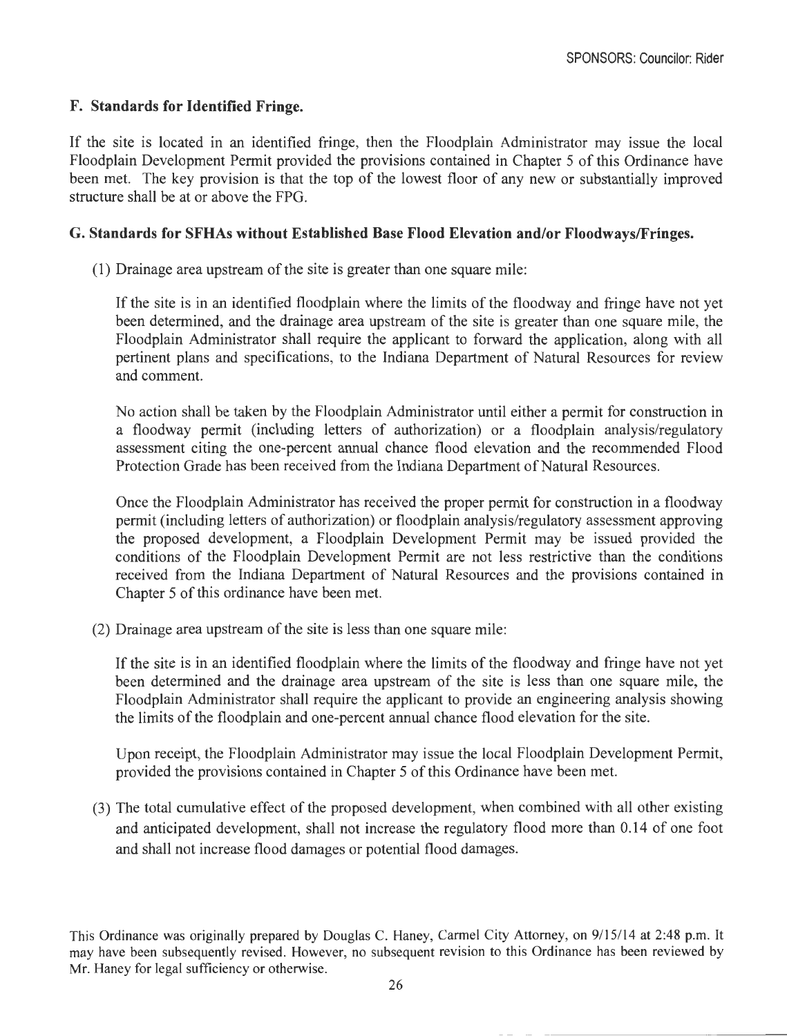**F. Standards for Identified Fringe.**

If the site is located in an identified fringe, then the Floodplain Administrator may issue the local Floodplain Development Permit provided the provisions contained in Chapter 5 of this Ordinance have been met. The key provision is that the top of the lowest floor of any new or substantially improved structure shall be at or above the FPG.

**G. Standards for SFHAs without Established Base Flood Elevation and/or Floodways/Fringes.**

(1) Drainage area upstream of the site is greater than one square mile:

If the site is in an identified floodplain where the limits of the floodway and fringe have not yet been determined, and the drainage area upstream of the site is greater than one square mile, the Floodplain Administrator shall require the applicant to forward the application, along with all pertinent plans and specifications, to the Indiana Department of Natural Resources for review and comment.

No action shall be taken by the Floodplain Administrator until either a permit for construction in a floodway permit (including letters of authorization) or a floodplain analysis/regulatory assessment citing the one-percent annual chance flood elevation and the recommended Flood Protection Grade has been received from the Indiana Department of Natural Resources.

Once the Floodplain Administrator has received the proper permit for construction in a floodway permit (including letters of authorization) or floodplain analysis/regulatory assessment approving the proposed development, a Floodplain Development Permit may be issued provided the conditions of the Floodplain Development Permit are not less restrictive than the conditions received from the Indiana Department of Natural Resources and the provisions contained in Chapter 5 of this ordinance have been met.

(2) Drainage area upstream of the site is less than one square mile:

If the site is in an identified floodplain where the limits of the floodway and fringe have not yet been determined and the drainage area upstream of the site is less than one square mile, the Floodplain Administrator shall require the applicant to provide an engineering analysis showing the limits of the floodplain and one-percent annual chance flood elevation for the site.

Upon receipt, the Floodplain Administrator may issue the local Floodplain Development Permit, provided the provisions contained in Chapter 5 of this Ordinance have been met.

(3) The total cumulative effect of the proposed development, when combined with all other existing and anticipated development, shall not increase the regulatory flood more than 0.14 of one foot and shall not increase flood damages or potential flood damages.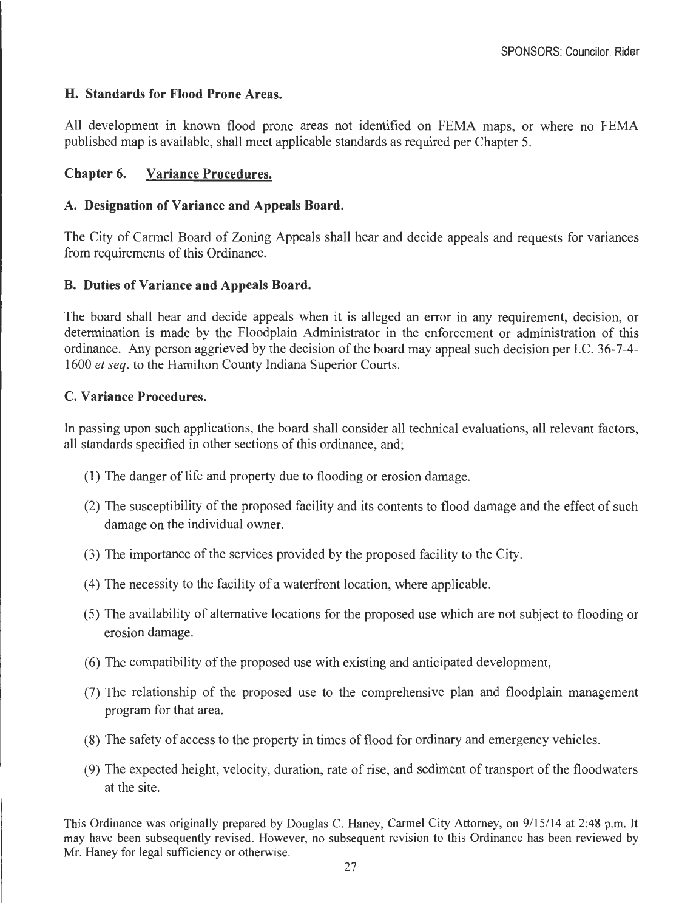SPONSORS: Councilor: Rider

### H. Standards for Flood Prone Areas.

All development in known flood prone areas not identified on FEMA maps, or where no FEMA published map is available, shall meet applicable standards as required per Chapter 5.

## Chapter 6. Variance Procedures.

### A. Designation of Variance and Appeals Board.

The City of Carmel Board of Zoning Appeals shall hear and decide appeals and requests for variances from requirements of this Ordinance.

### B. Duties of Variance and Appeals Board.

The board shall hear and decide appeals when it is alleged an error in any requirement, decision, or determination is made by the Floodplain Administrator in the enforcement or administration of this ordinance. Any person aggrieved by the decision of the board may appeal such decision per I.C. 36-7-4-1600 *et seq.* to the Hamilton County Indiana Superior Courts.

### C. Variance Procedures.

In passing upon such applications, the board shall consider all technical evaluations, all relevant factors, all standards specified in other sections of this ordinance, and;

(1) The danger of life and property due to flooding or erosion damage.

(2) The susceptibility of the proposed facility and its contents to flood damage and the effect of such damage on the individual owner.

(3) The importance of the services provided by the proposed facility to the City.

(4) The necessity to the facility of a waterfront location, where applicable.

(5) The availability of alternative locations for the proposed use which are not subject to flooding or erosion damage.

(6) The compatibility of the proposed use with existing and anticipated development,

(7) The relationship of the proposed use to the comprehensive plan and floodplain management program for that area.

(8) The safety of access to the property in times of flood for ordinary and emergency vehicles.

(9) The expected height, velocity, duration, rate of rise, and sediment of transport of the floodwaters at the site.

This Ordinance was originally prepared by Douglas C. Haney, Carmel City Attorney, on 9/15/14 at 2:48 p.m. It may have been subsequently revised. However, no subsequent revision to this Ordinance has been reviewed by Mr. Haney for legal sufficiency or otherwise.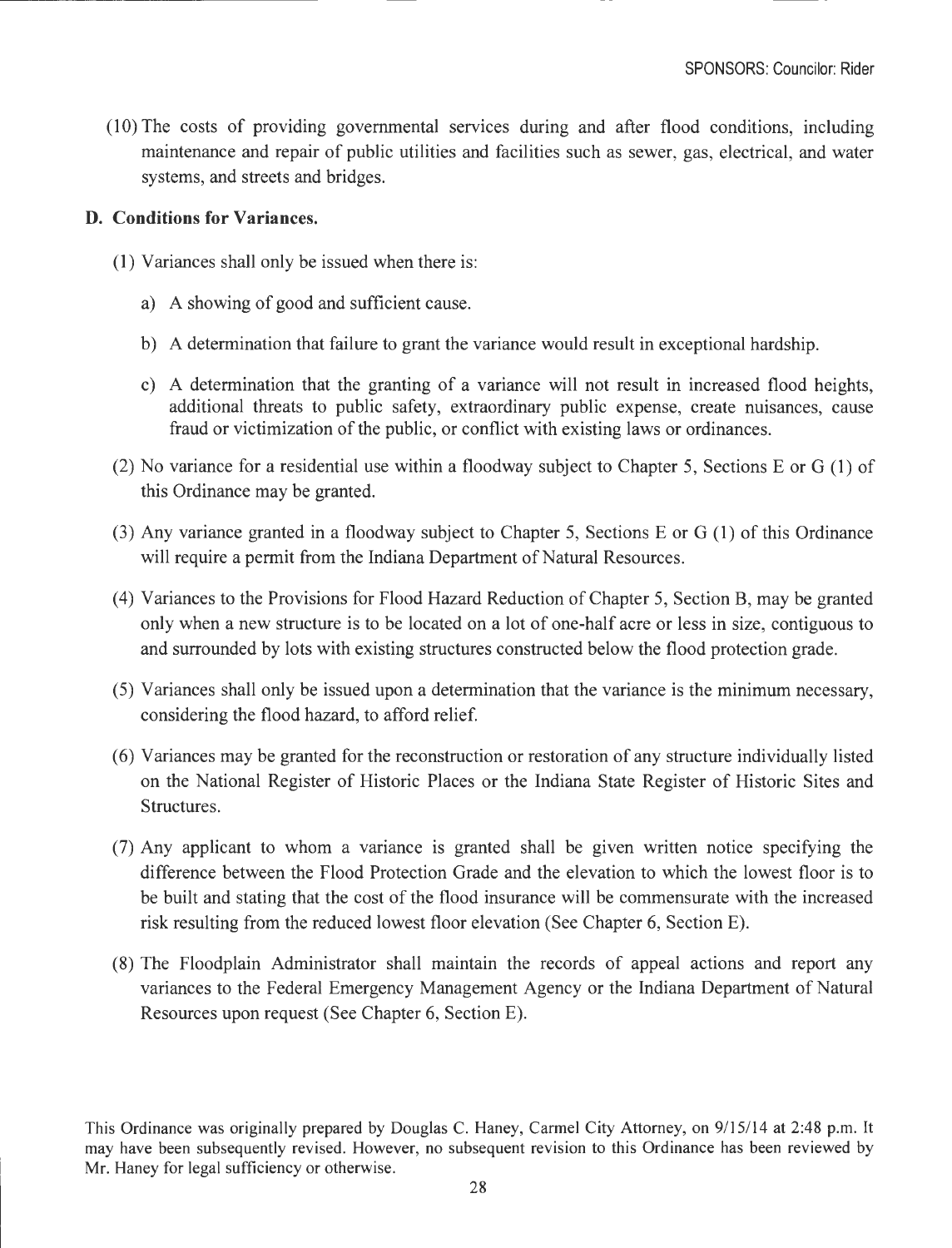(10) The costs of providing governmental services during and after flood conditions, including maintenance and repair of public utilities and facilities such as sewer, gas, electrical, and water systems, and streets and bridges.

**D. Conditions for Variances.**

(1) Variances shall only be issued when there is:

a) A showing of good and sufficient cause.

b) A determination that failure to grant the variance would result in exceptional hardship.

c) A determination that the granting of a variance will not result in increased flood heights, additional threats to public safety, extraordinary public expense, create nuisances, cause fraud or victimization of the public, or conflict with existing laws or ordinances.

(2) No variance for a residential use within a floodway subject to Chapter 5, Sections E or G (1) of this Ordinance may be granted.

(3) Any variance granted in a floodway subject to Chapter 5, Sections E or G (1) of this Ordinance will require a permit from the Indiana Department of Natural Resources.

(4) Variances to the Provisions for Flood Hazard Reduction of Chapter 5, Section B, may be granted only when a new structure is to be located on a lot of one-half acre or less in size, contiguous to and surrounded by lots with existing structures constructed below the flood protection grade.

(5) Variances shall only be issued upon a determination that the variance is the minimum necessary, considering the flood hazard, to afford relief.

(6) Variances may be granted for the reconstruction or restoration of any structure individually listed on the National Register of Historic Places or the Indiana State Register of Historic Sites and Structures.

(7) Any applicant to whom a variance is granted shall be given written notice specifying the difference between the Flood Protection Grade and the elevation to which the lowest floor is to be built and stating that the cost of the flood insurance will be commensurate with the increased risk resulting from the reduced lowest floor elevation (See Chapter 6, Section E).

(8) The Floodplain Administrator shall maintain the records of appeal actions and report any variances to the Federal Emergency Management Agency or the Indiana Department of Natural Resources upon request (See Chapter 6, Section E).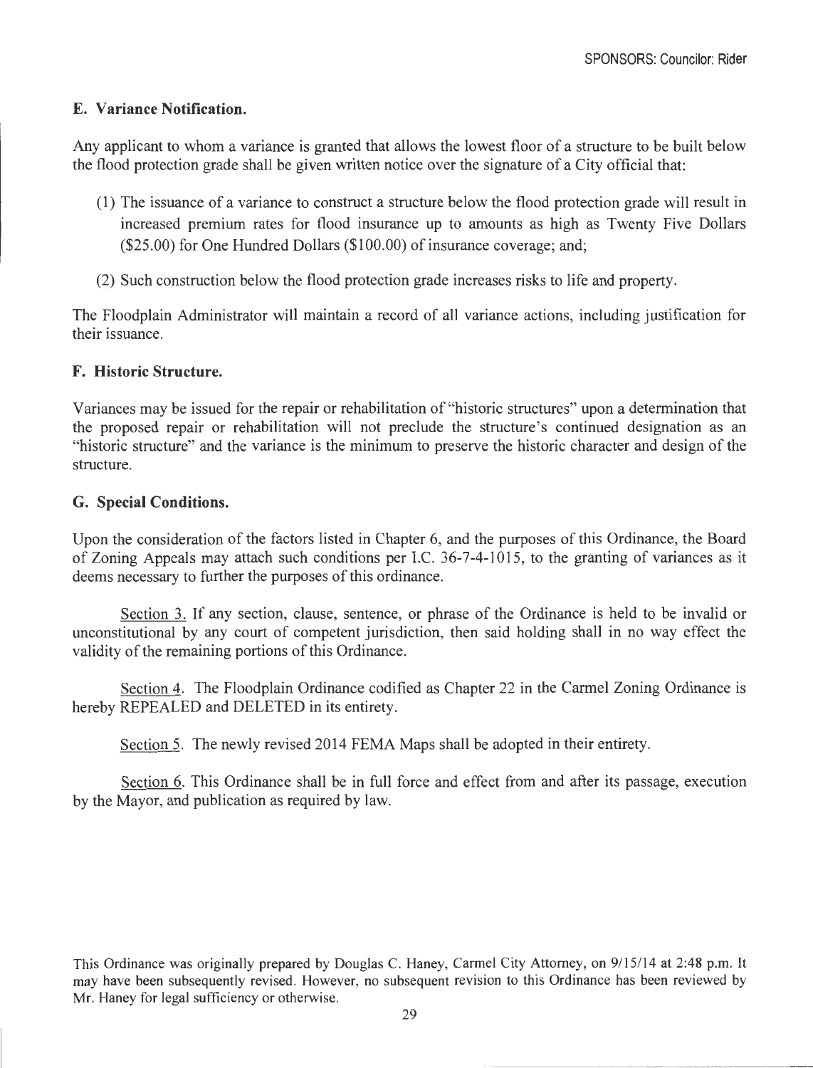### E. Variance Notification.

Any applicant to whom a variance is granted that allows the lowest floor of a structure to be built below the flood protection grade shall be given written notice over the signature of a City official that:

(1) The issuance of a variance to construct a structure below the flood protection grade will result in increased premium rates for flood insurance up to amounts as high as Twenty Five Dollars ($25.00) for One Hundred Dollars ($100.00) of insurance coverage; and;

(2) Such construction below the flood protection grade increases risks to life and property.

The Floodplain Administrator will maintain a record of all variance actions, including justification for their issuance.

### F. Historic Structure.

Variances may be issued for the repair or rehabilitation of "historic structures" upon a determination that the proposed repair or rehabilitation will not preclude the structure's continued designation as an "historic structure" and the variance is the minimum to preserve the historic character and design of the structure.

### G. Special Conditions.

Upon the consideration of the factors listed in Chapter 6, and the purposes of this Ordinance, the Board of Zoning Appeals may attach such conditions per I.C. 36-7-4-1015, to the granting of variances as it deems necessary to further the purposes of this ordinance.

Section 3. If any section, clause, sentence, or phrase of the Ordinance is held to be invalid or unconstitutional by any court of competent jurisdiction, then said holding shall in no way effect the validity of the remaining portions of this Ordinance.

Section 4. The Floodplain Ordinance codified as Chapter 22 in the Carmel Zoning Ordinance is hereby REPEALED and DELETED in its entirety.

Section 5. The newly revised 2014 FEMA Maps shall be adopted in their entirety.

Section 6. This Ordinance shall be in full force and effect from and after its passage, execution by the Mayor, and publication as required by law.

This Ordinance was originally prepared by Douglas C. Haney, Carmel City Attorney, on 9/15/14 at 2:48 p.m. It may have been subsequently revised. However, no subsequent revision to this Ordinance has been reviewed by Mr. Haney for legal sufficiency or otherwise.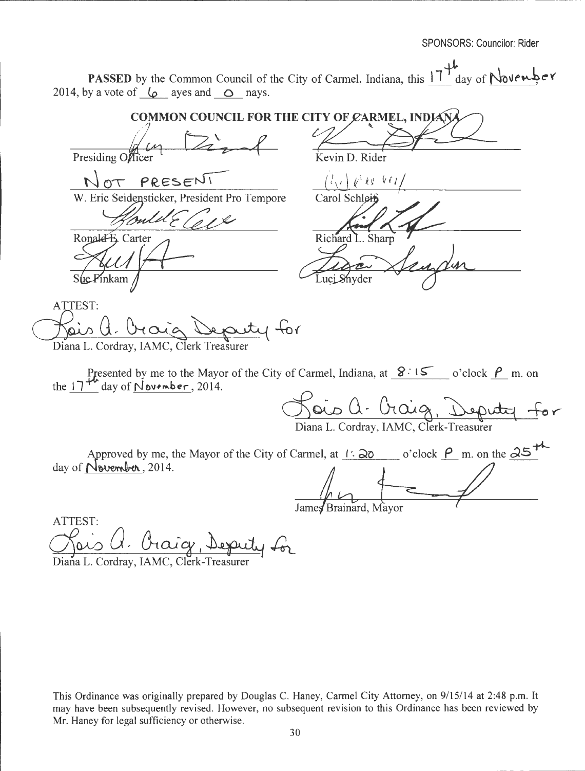SPONSORS: Councilor: Rider

**PASSED** by the Common Council of the City of Carmel, Indiana, this 17th day of November 2014, by a vote of 6 ayes and 0 nays.

**COMMON COUNCIL FOR THE CITY OF CARMEL, INDIANA**

| | |
|---|---|
| Presiding Officer | Kevin D. Rider |
| NOT PRESENT | |
| W. Eric Seidensticker, President Pro Tempore | Carol Schleif |
| Ronald E. Carter | Richard L. Sharp |
| Sue Finkam | Luci Snyder |

ATTEST:

Lois A. Craig Deputy for
Diana L. Cordray, IAMC, Clerk Treasurer

Presented by me to the Mayor of the City of Carmel, Indiana, at 8:15 o'clock P m. on the 17th day of November, 2014.

Lois A. Craig, Deputy for
Diana L. Cordray, IAMC, Clerk-Treasurer

Approved by me, the Mayor of the City of Carmel, at 1:20 o'clock P m. on the 25th day of November, 2014.

James Brainard, Mayor

ATTEST:

Lois A. Craig, Deputy for
Diana L. Cordray, IAMC, Clerk-Treasurer

This Ordinance was originally prepared by Douglas C. Haney, Carmel City Attorney, on 9/15/14 at 2:48 p.m. It may have been subsequently revised. However, no subsequent revision to this Ordinance has been reviewed by Mr. Haney for legal sufficiency or otherwise.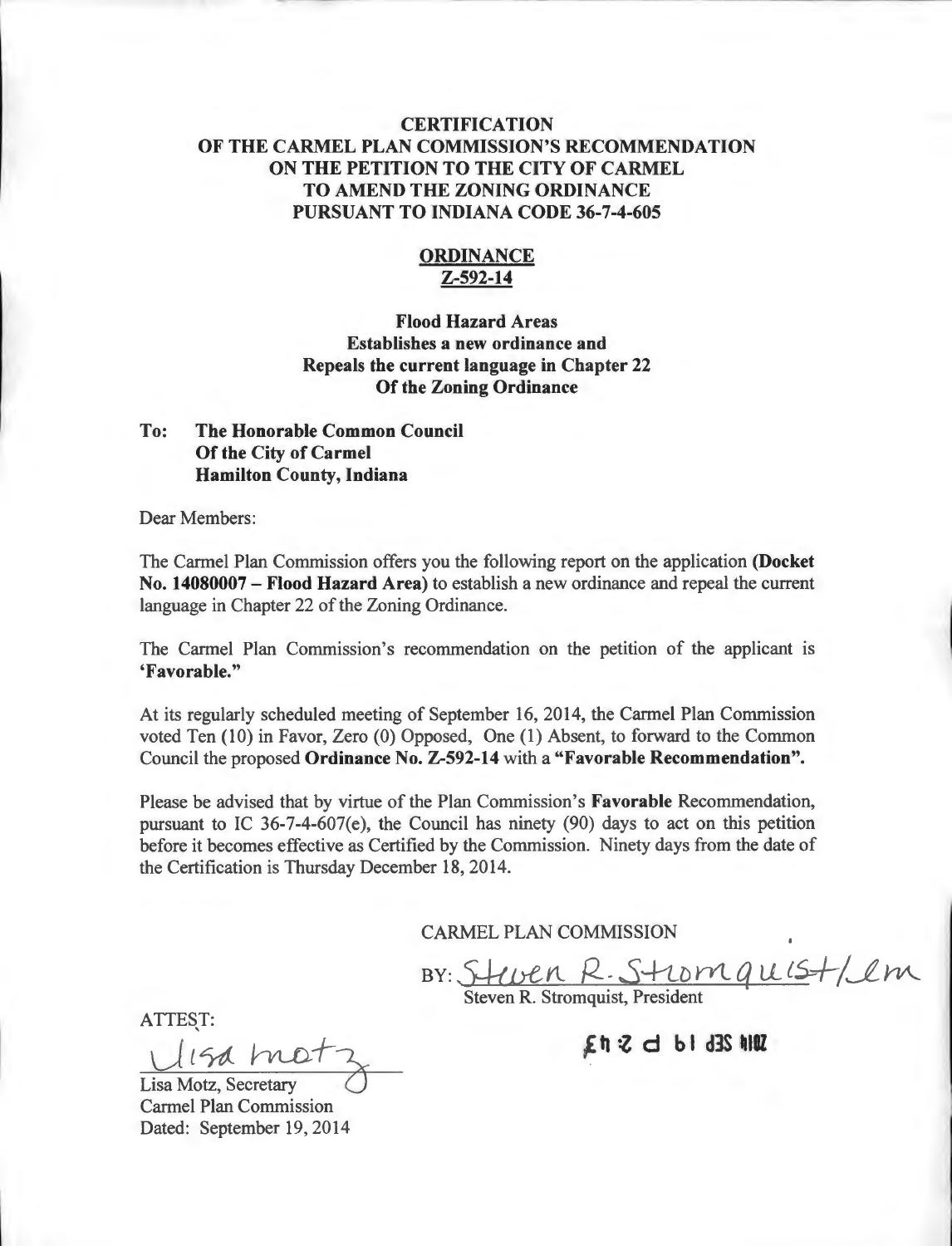**CERTIFICATION**
**OF THE CARMEL PLAN COMMISSION'S RECOMMENDATION**
**ON THE PETITION TO THE CITY OF CARMEL**
**TO AMEND THE ZONING ORDINANCE**
**PURSUANT TO INDIANA CODE 36-7-4-605**

**ORDINANCE**
**Z-592-14**

**Flood Hazard Areas**
**Establishes a new ordinance and**
**Repeals the current language in Chapter 22**
**Of the Zoning Ordinance**

**To: The Honorable Common Council**
**Of the City of Carmel**
**Hamilton County, Indiana**

Dear Members:

The Carmel Plan Commission offers you the following report on the application **(Docket No. 14080007 – Flood Hazard Area)** to establish a new ordinance and repeal the current language in Chapter 22 of the Zoning Ordinance.

The Carmel Plan Commission's recommendation on the petition of the applicant is **'Favorable."**

At its regularly scheduled meeting of September 16, 2014, the Carmel Plan Commission voted Ten (10) in Favor, Zero (0) Opposed, One (1) Absent, to forward to the Common Council the proposed **Ordinance No. Z-592-14** with a **"Favorable Recommendation".**

Please be advised that by virtue of the Plan Commission's **Favorable** Recommendation, pursuant to IC 36-7-4-607(e), the Council has ninety (90) days to act on this petition before it becomes effective as Certified by the Commission. Ninety days from the date of the Certification is Thursday December 18, 2014.

CARMEL PLAN COMMISSION

BY: Steven R. Stromquist/lm
Steven R. Stromquist, President

ATTEST:

Lisa Motz
Lisa Motz, Secretary
Carmel Plan Commission
Dated: September 19, 2014

2014 SEP 19 P 2:43